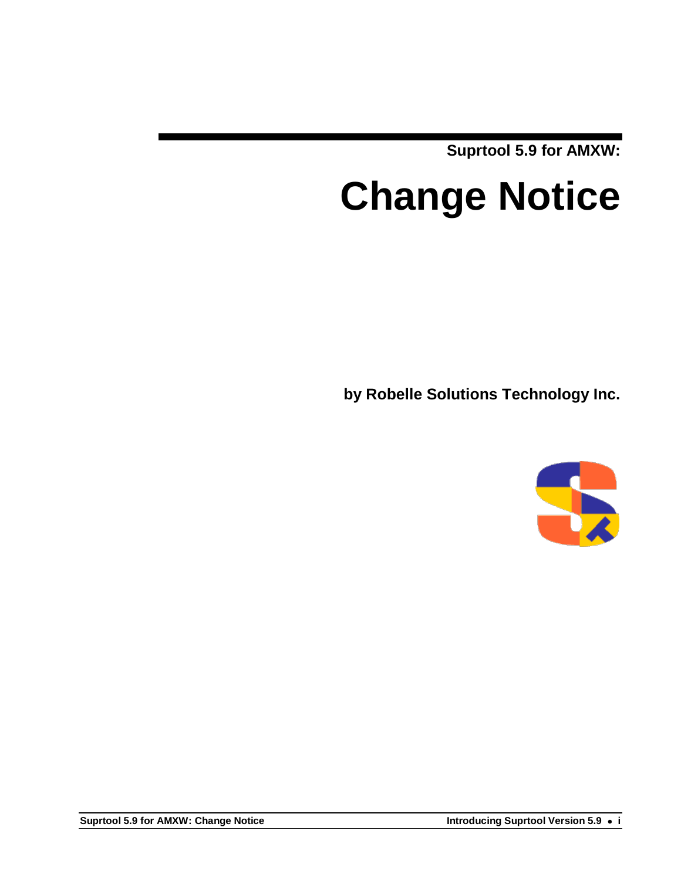Suprtool 5.9 for AMXW:

# Change Notice

**by Robelle Solutions Technology Inc.**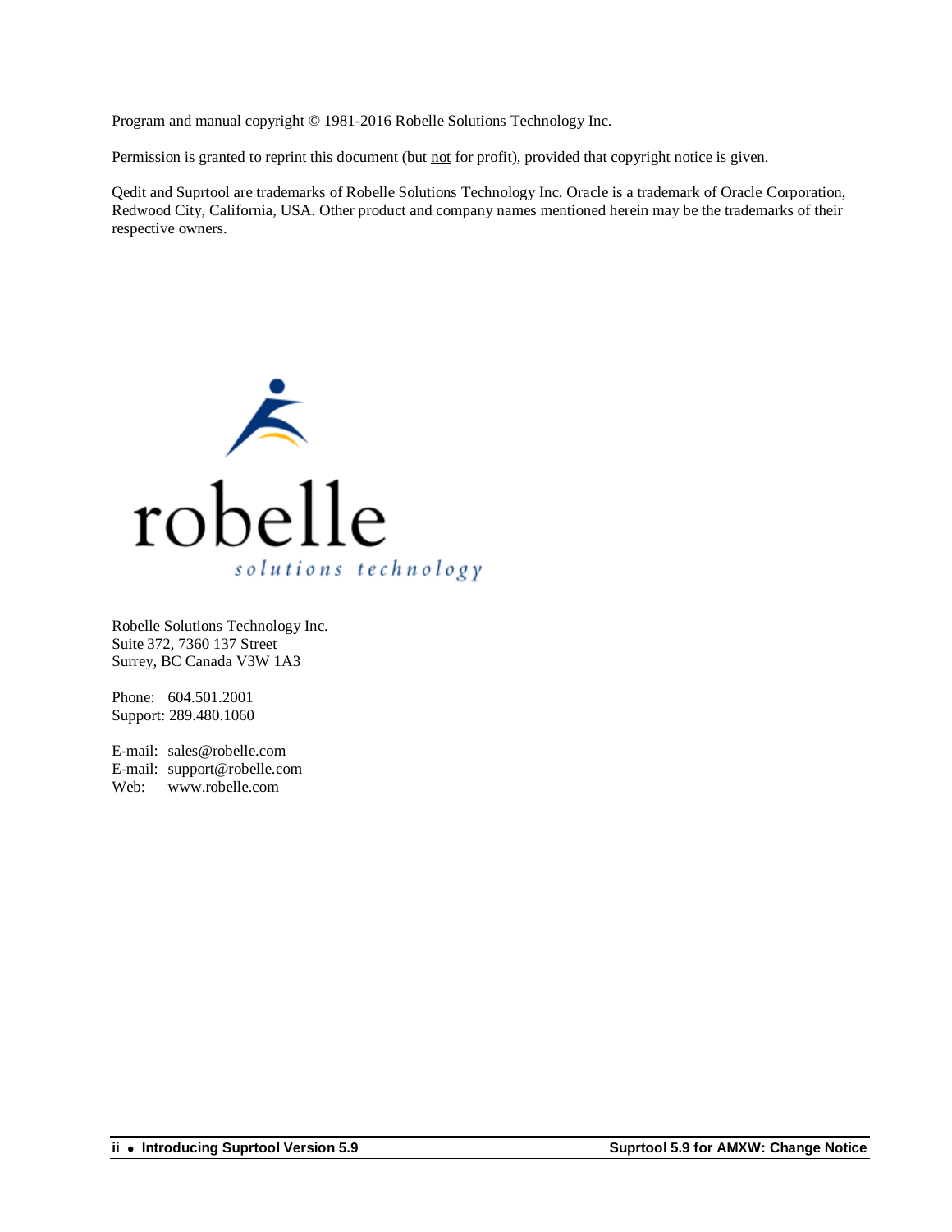Program and manual copyright © 1981-2016 Robelle Solutions Technology Inc.

Permission is granted to reprint this document (but not for profit), provided that copyright notice is given.

Qedit and Suprtool are trademarks of Robelle Solutions Technology Inc. Oracle is a trademark of Oracle Corporation, Redwood City, California, USA. Other product and company names mentioned herein may be the trademarks of their respective owners.

robelle
solutions technology

Robelle Solutions Technology Inc.
Suite 372, 7360 137 Street
Surrey, BC Canada V3W 1A3

Phone: 604.501.2001
Support: 289.480.1060

E-mail: sales@robelle.com
E-mail: support@robelle.com
Web: www.robelle.com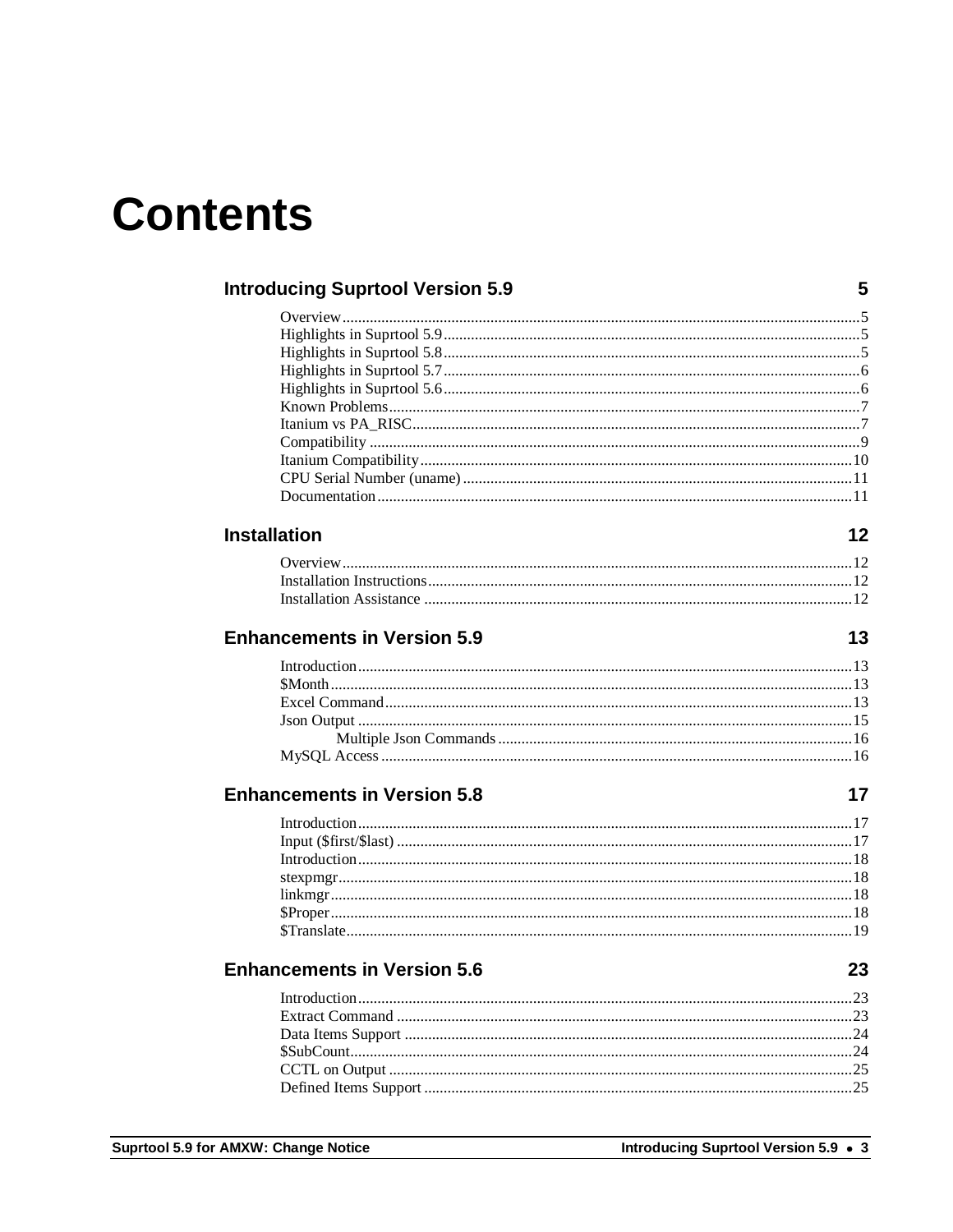# Contents

**Introducing Suprtool Version 5.9** **5**

Overview ..... 5
Highlights in Suprtool 5.9 ..... 5
Highlights in Suprtool 5.8 ..... 5
Highlights in Suprtool 5.7 ..... 6
Highlights in Suprtool 5.6 ..... 6
Known Problems ..... 7
Itanium vs PA_RISC ..... 7
Compatibility ..... 9
Itanium Compatibility ..... 10
CPU Serial Number (uname) ..... 11
Documentation ..... 11

**Installation** **12**

Overview ..... 12
Installation Instructions ..... 12
Installation Assistance ..... 12

**Enhancements in Version 5.9** **13**

Introduction ..... 13
$Month ..... 13
Excel Command ..... 13
Json Output ..... 15
    Multiple Json Commands ..... 16
MySQL Access ..... 16

**Enhancements in Version 5.8** **17**

Introduction ..... 17
Input ($first/$last) ..... 17
Introduction ..... 18
stexpmgr ..... 18
linkmgr ..... 18
$Proper ..... 18
$Translate ..... 19

**Enhancements in Version 5.6** **23**

Introduction ..... 23
Extract Command ..... 23
Data Items Support ..... 24
$SubCount ..... 24
CCTL on Output ..... 25
Defined Items Support ..... 25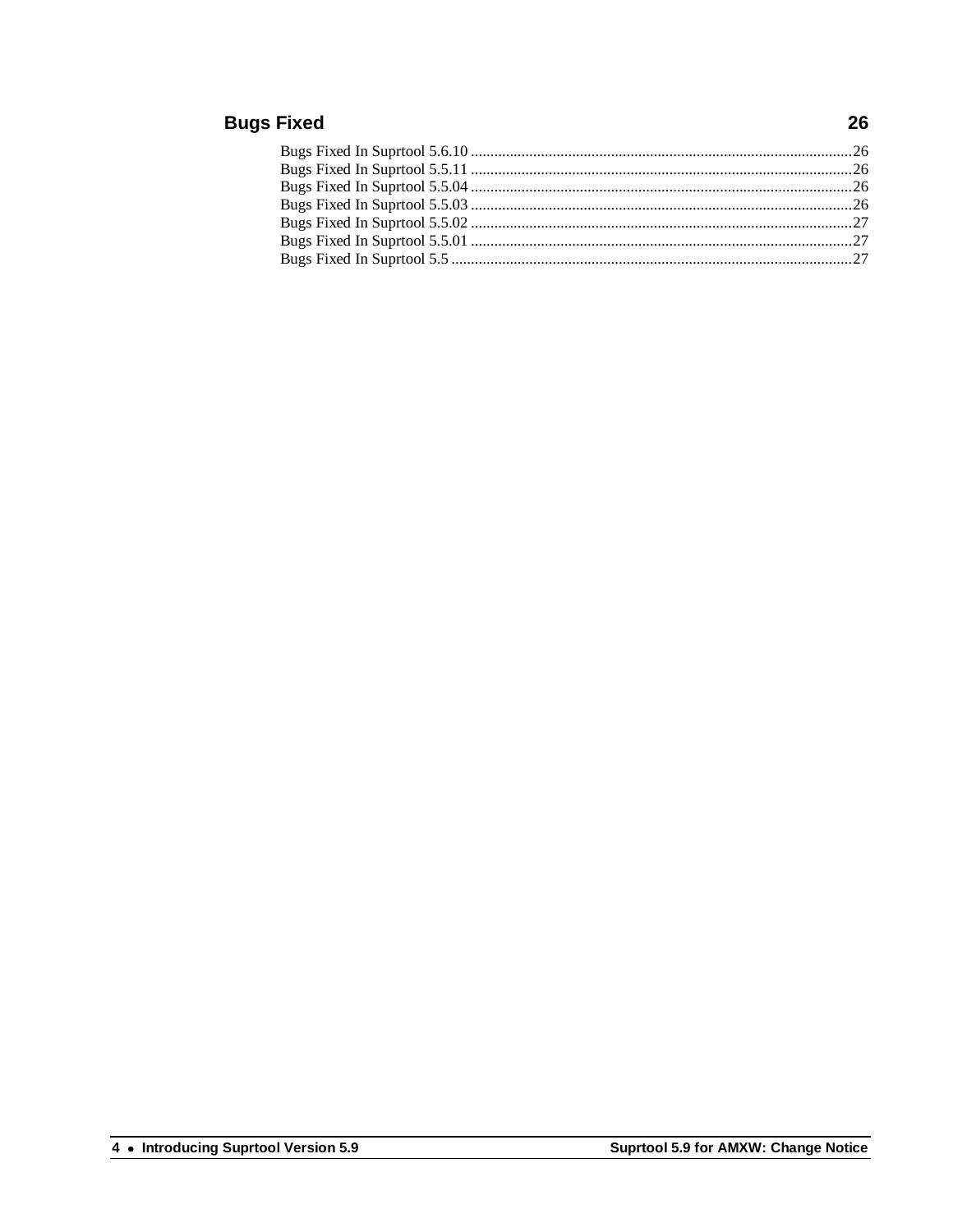## Bugs Fixed 26

Bugs Fixed In Suprtool 5.6.10 ....................................................................................................26
Bugs Fixed In Suprtool 5.5.11 ....................................................................................................26
Bugs Fixed In Suprtool 5.5.04 ....................................................................................................26
Bugs Fixed In Suprtool 5.5.03 ....................................................................................................26
Bugs Fixed In Suprtool 5.5.02 ....................................................................................................27
Bugs Fixed In Suprtool 5.5.01 ....................................................................................................27
Bugs Fixed In Suprtool 5.5 ..........................................................................................................27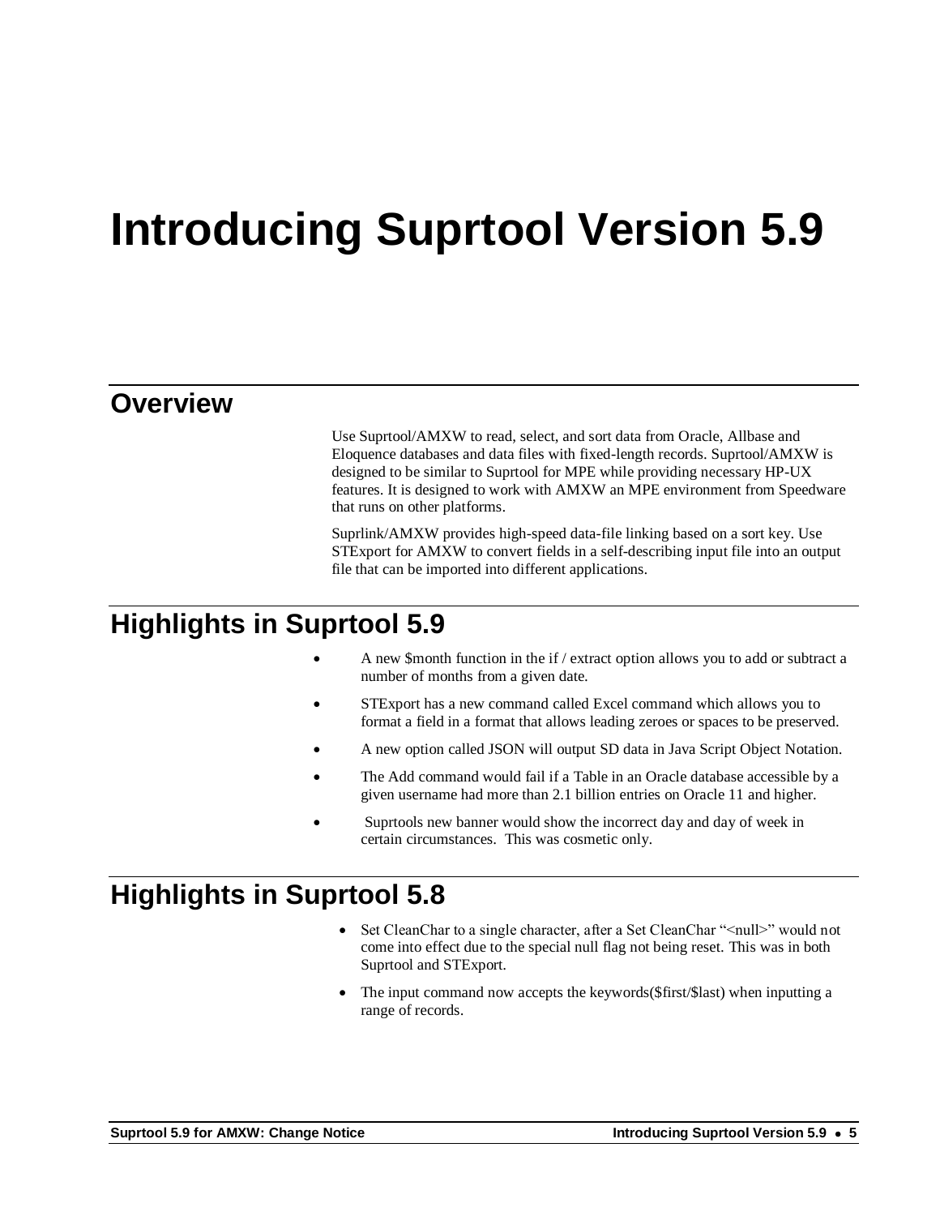# Introducing Suprtool Version 5.9

## Overview

Use Suprtool/AMXW to read, select, and sort data from Oracle, Allbase and Eloquence databases and data files with fixed-length records. Suprtool/AMXW is designed to be similar to Suprtool for MPE while providing necessary HP-UX features. It is designed to work with AMXW an MPE environment from Speedware that runs on other platforms.

Suprlink/AMXW provides high-speed data-file linking based on a sort key. Use STExport for AMXW to convert fields in a self-describing input file into an output file that can be imported into different applications.

## Highlights in Suprtool 5.9

- A new $month function in the if / extract option allows you to add or subtract a number of months from a given date.
- STExport has a new command called Excel command which allows you to format a field in a format that allows leading zeroes or spaces to be preserved.
- A new option called JSON will output SD data in Java Script Object Notation.
- The Add command would fail if a Table in an Oracle database accessible by a given username had more than 2.1 billion entries on Oracle 11 and higher.
- Suprtools new banner would show the incorrect day and day of week in certain circumstances. This was cosmetic only.

## Highlights in Suprtool 5.8

- Set CleanChar to a single character, after a Set CleanChar "<null>" would not come into effect due to the special null flag not being reset. This was in both Suprtool and STExport.
- The input command now accepts the keywords($first/$last) when inputting a range of records.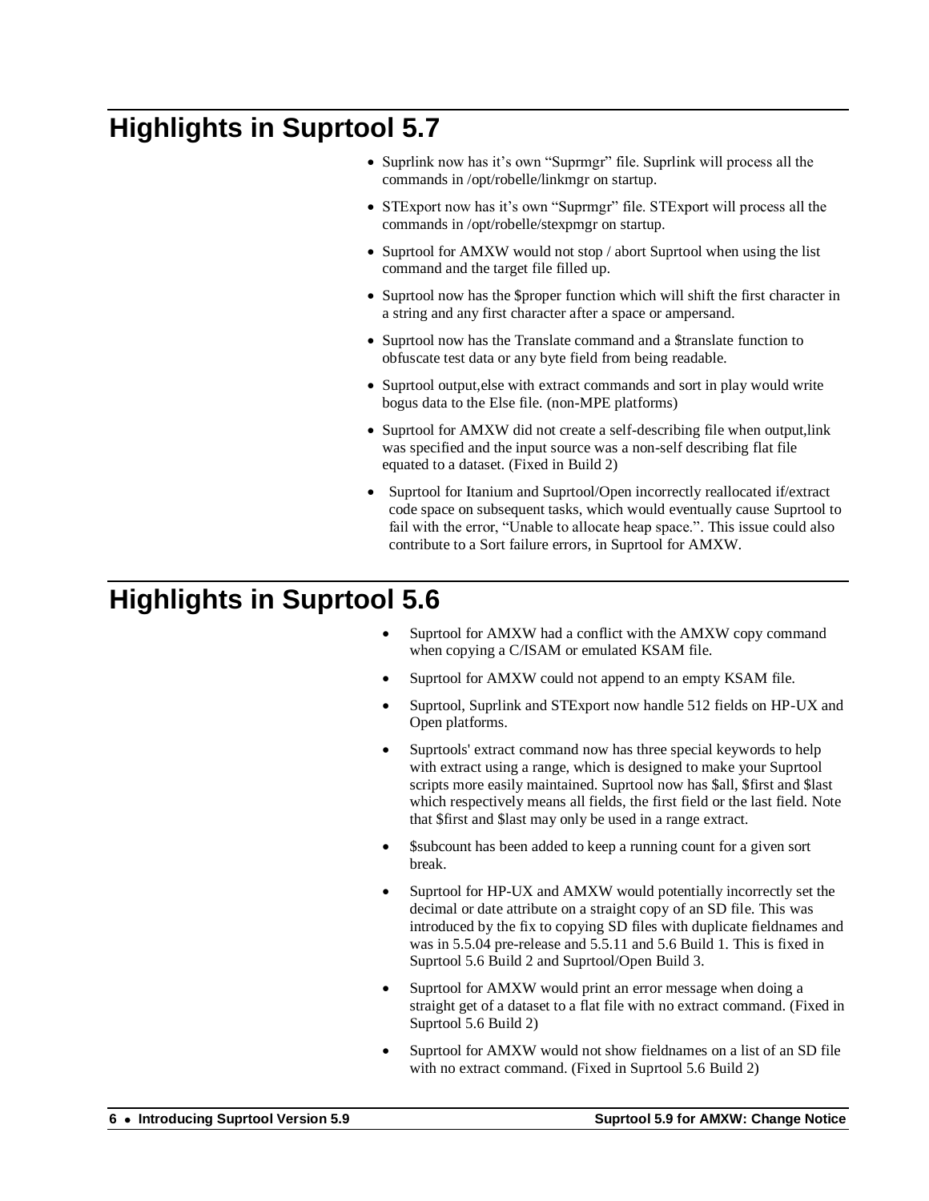# Highlights in Suprtool 5.7

- Suprlink now has it's own "Suprmgr" file. Suprlink will process all the commands in /opt/robelle/linkmgr on startup.
- STExport now has it's own "Suprmgr" file. STExport will process all the commands in /opt/robelle/stexpmgr on startup.
- Suprtool for AMXW would not stop / abort Suprtool when using the list command and the target file filled up.
- Suprtool now has the $proper function which will shift the first character in a string and any first character after a space or ampersand.
- Suprtool now has the Translate command and a $translate function to obfuscate test data or any byte field from being readable.
- Suprtool output,else with extract commands and sort in play would write bogus data to the Else file. (non-MPE platforms)
- Suprtool for AMXW did not create a self-describing file when output,link was specified and the input source was a non-self describing flat file equated to a dataset. (Fixed in Build 2)
- Suprtool for Itanium and Suprtool/Open incorrectly reallocated if/extract code space on subsequent tasks, which would eventually cause Suprtool to fail with the error, "Unable to allocate heap space.". This issue could also contribute to a Sort failure errors, in Suprtool for AMXW.

# Highlights in Suprtool 5.6

- Suprtool for AMXW had a conflict with the AMXW copy command when copying a C/ISAM or emulated KSAM file.
- Suprtool for AMXW could not append to an empty KSAM file.
- Suprtool, Suprlink and STExport now handle 512 fields on HP-UX and Open platforms.
- Suprtools' extract command now has three special keywords to help with extract using a range, which is designed to make your Suprtool scripts more easily maintained. Suprtool now has $all, $first and $last which respectively means all fields, the first field or the last field. Note that $first and $last may only be used in a range extract.
- $subcount has been added to keep a running count for a given sort break.
- Suprtool for HP-UX and AMXW would potentially incorrectly set the decimal or date attribute on a straight copy of an SD file. This was introduced by the fix to copying SD files with duplicate fieldnames and was in 5.5.04 pre-release and 5.5.11 and 5.6 Build 1. This is fixed in Suprtool 5.6 Build 2 and Suprtool/Open Build 3.
- Suprtool for AMXW would print an error message when doing a straight get of a dataset to a flat file with no extract command. (Fixed in Suprtool 5.6 Build 2)
- Suprtool for AMXW would not show fieldnames on a list of an SD file with no extract command. (Fixed in Suprtool 5.6 Build 2)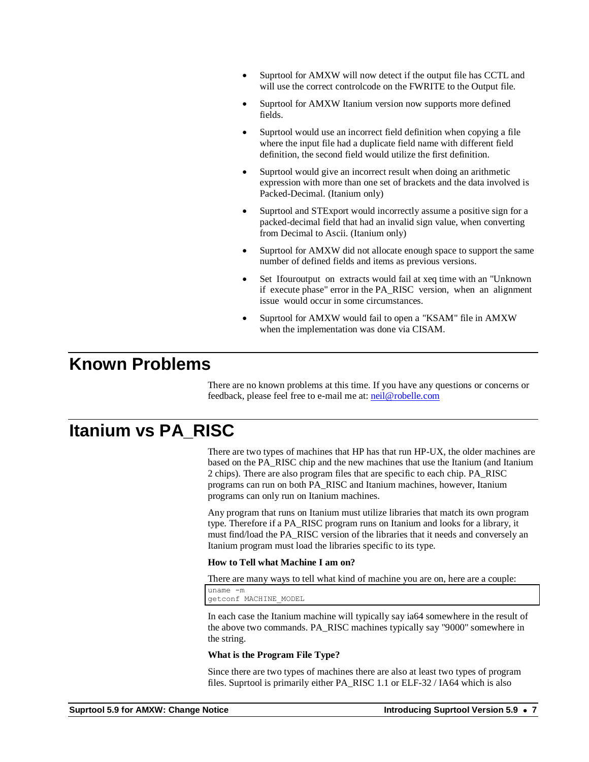- Suprtool for AMXW will now detect if the output file has CCTL and will use the correct controlcode on the FWRITE to the Output file.
- Suprtool for AMXW Itanium version now supports more defined fields.
- Suprtool would use an incorrect field definition when copying a file where the input file had a duplicate field name with different field definition, the second field would utilize the first definition.
- Suprtool would give an incorrect result when doing an arithmetic expression with more than one set of brackets and the data involved is Packed-Decimal. (Itanium only)
- Suprtool and STExport would incorrectly assume a positive sign for a packed-decimal field that had an invalid sign value, when converting from Decimal to Ascii. (Itanium only)
- Suprtool for AMXW did not allocate enough space to support the same number of defined fields and items as previous versions.
- Set Ifouroutput on extracts would fail at xeq time with an "Unknown if execute phase" error in the PA_RISC version, when an alignment issue would occur in some circumstances.
- Suprtool for AMXW would fail to open a "KSAM" file in AMXW when the implementation was done via CISAM.

# Known Problems

There are no known problems at this time. If you have any questions or concerns or feedback, please feel free to e-mail me at: neil@robelle.com

# Itanium vs PA_RISC

There are two types of machines that HP has that run HP-UX, the older machines are based on the PA_RISC chip and the new machines that use the Itanium (and Itanium 2 chips). There are also program files that are specific to each chip. PA_RISC programs can run on both PA_RISC and Itanium machines, however, Itanium programs can only run on Itanium machines.

Any program that runs on Itanium must utilize libraries that match its own program type. Therefore if a PA_RISC program runs on Itanium and looks for a library, it must find/load the PA_RISC version of the libraries that it needs and conversely an Itanium program must load the libraries specific to its type.

**How to Tell what Machine I am on?**

There are many ways to tell what kind of machine you are on, here are a couple:

```
uname -m
getconf MACHINE_MODEL
```

In each case the Itanium machine will typically say ia64 somewhere in the result of the above two commands. PA_RISC machines typically say "9000" somewhere in the string.

**What is the Program File Type?**

Since there are two types of machines there are also at least two types of program files. Suprtool is primarily either PA_RISC 1.1 or ELF-32 / IA64 which is also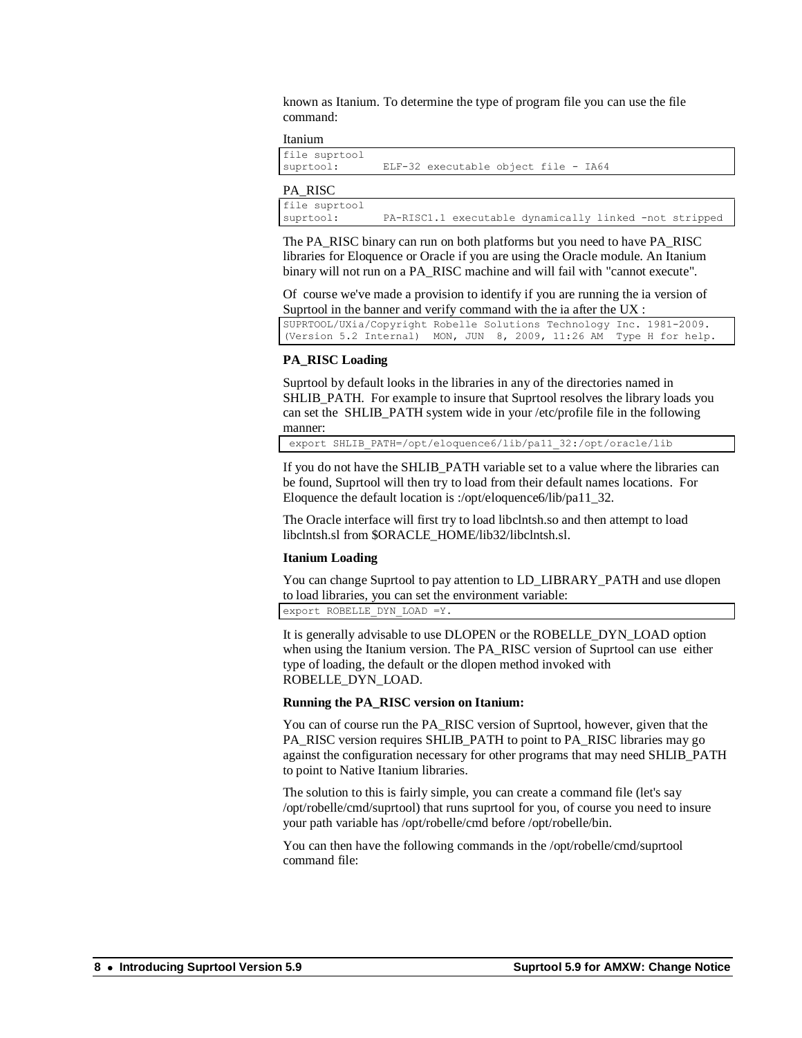known as Itanium. To determine the type of program file you can use the file command:

Itanium

```
file suprtool
suprtool:       ELF-32 executable object file - IA64
```

PA_RISC

```
file suprtool
suprtool:       PA-RISC1.1 executable dynamically linked -not stripped
```

The PA_RISC binary can run on both platforms but you need to have PA_RISC libraries for Eloquence or Oracle if you are using the Oracle module. An Itanium binary will not run on a PA_RISC machine and will fail with "cannot execute".

Of course we've made a provision to identify if you are running the ia version of Suprtool in the banner and verify command with the ia after the UX :

```
SUPRTOOL/UXia/Copyright Robelle Solutions Technology Inc. 1981-2009.
(Version 5.2 Internal)  MON, JUN  8, 2009, 11:26 AM  Type H for help.
```

**PA_RISC Loading**

Suprtool by default looks in the libraries in any of the directories named in SHLIB_PATH. For example to insure that Suprtool resolves the library loads you can set the SHLIB_PATH system wide in your /etc/profile file in the following manner:

```
 export SHLIB_PATH=/opt/eloquence6/lib/pa11_32:/opt/oracle/lib
```

If you do not have the SHLIB_PATH variable set to a value where the libraries can be found, Suprtool will then try to load from their default names locations. For Eloquence the default location is :/opt/eloquence6/lib/pa11_32.

The Oracle interface will first try to load libclntsh.so and then attempt to load libclntsh.sl from $ORACLE_HOME/lib32/libclntsh.sl.

**Itanium Loading**

You can change Suprtool to pay attention to LD_LIBRARY_PATH and use dlopen to load libraries, you can set the environment variable:

```
export ROBELLE_DYN_LOAD =Y.
```

It is generally advisable to use DLOPEN or the ROBELLE_DYN_LOAD option when using the Itanium version. The PA_RISC version of Suprtool can use either type of loading, the default or the dlopen method invoked with ROBELLE_DYN_LOAD.

**Running the PA_RISC version on Itanium:**

You can of course run the PA_RISC version of Suprtool, however, given that the PA_RISC version requires SHLIB_PATH to point to PA_RISC libraries may go against the configuration necessary for other programs that may need SHLIB_PATH to point to Native Itanium libraries.

The solution to this is fairly simple, you can create a command file (let's say /opt/robelle/cmd/suprtool) that runs suprtool for you, of course you need to insure your path variable has /opt/robelle/cmd before /opt/robelle/bin.

You can then have the following commands in the /opt/robelle/cmd/suprtool command file: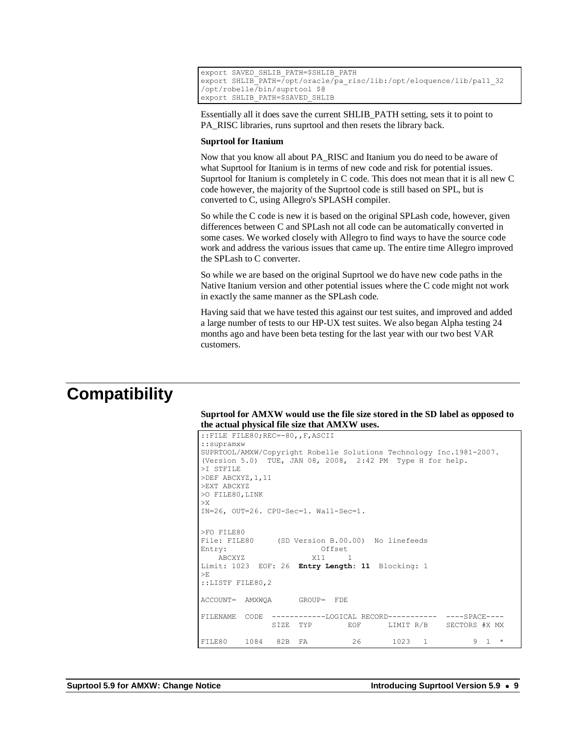```
export SAVED_SHLIB_PATH=$SHLIB_PATH
export SHLIB_PATH=/opt/oracle/pa_risc/lib:/opt/eloquence/lib/pa11_32
/opt/robelle/bin/suprtool $@
export SHLIB_PATH=$SAVED_SHLIB
```

Essentially all it does save the current SHLIB_PATH setting, sets it to point to PA_RISC libraries, runs suprtool and then resets the library back.

**Suprtool for Itanium**

Now that you know all about PA_RISC and Itanium you do need to be aware of what Suprtool for Itanium is in terms of new code and risk for potential issues. Suprtool for Itanium is completely in C code. This does not mean that it is all new C code however, the majority of the Suprtool code is still based on SPL, but is converted to C, using Allegro's SPLASH compiler.

So while the C code is new it is based on the original SPLash code, however, given differences between C and SPLash not all code can be automatically converted in some cases. We worked closely with Allegro to find ways to have the source code work and address the various issues that came up. The entire time Allegro improved the SPLash to C converter.

So while we are based on the original Suprtool we do have new code paths in the Native Itanium version and other potential issues where the C code might not work in exactly the same manner as the SPLash code.

Having said that we have tested this against our test suites, and improved and added a large number of tests to our HP-UX test suites. We also began Alpha testing 24 months ago and have been beta testing for the last year with our two best VAR customers.

# Compatibility

**Suprtool for AMXW would use the file size stored in the SD label as opposed to the actual physical file size that AMXW uses.**

```
::FILE FILE80;REC=-80,,F,ASCII
::supramxw
SUPRTOOL/AMXW/Copyright Robelle Solutions Technology Inc.1981-2007.
(Version 5.0)  TUE, JAN 08, 2008,  2:42 PM  Type H for help.
>I STFILE
>DEF ABCXYZ,1,11
>EXT ABCXYZ
>O FILE80,LINK
>X
IN=26, OUT=26. CPU-Sec=1. Wall-Sec=1.

>FO FILE80
File: FILE80     (SD Version B.00.00)  No linefeeds
Entry:                    Offset
    ABCXYZ               X11     1
Limit: 1023  EOF: 26  Entry Length: 11  Blocking: 1
>E
::LISTF FILE80,2

ACCOUNT=  AMXWQA      GROUP=  FDE

FILENAME  CODE  ------------LOGICAL RECORD-----------  ----SPACE----
                  SIZE  TYP        EOF      LIMIT R/B    SECTORS #X MX

FILE80    1084   82B  FA          26       1023   1          9  1  *
```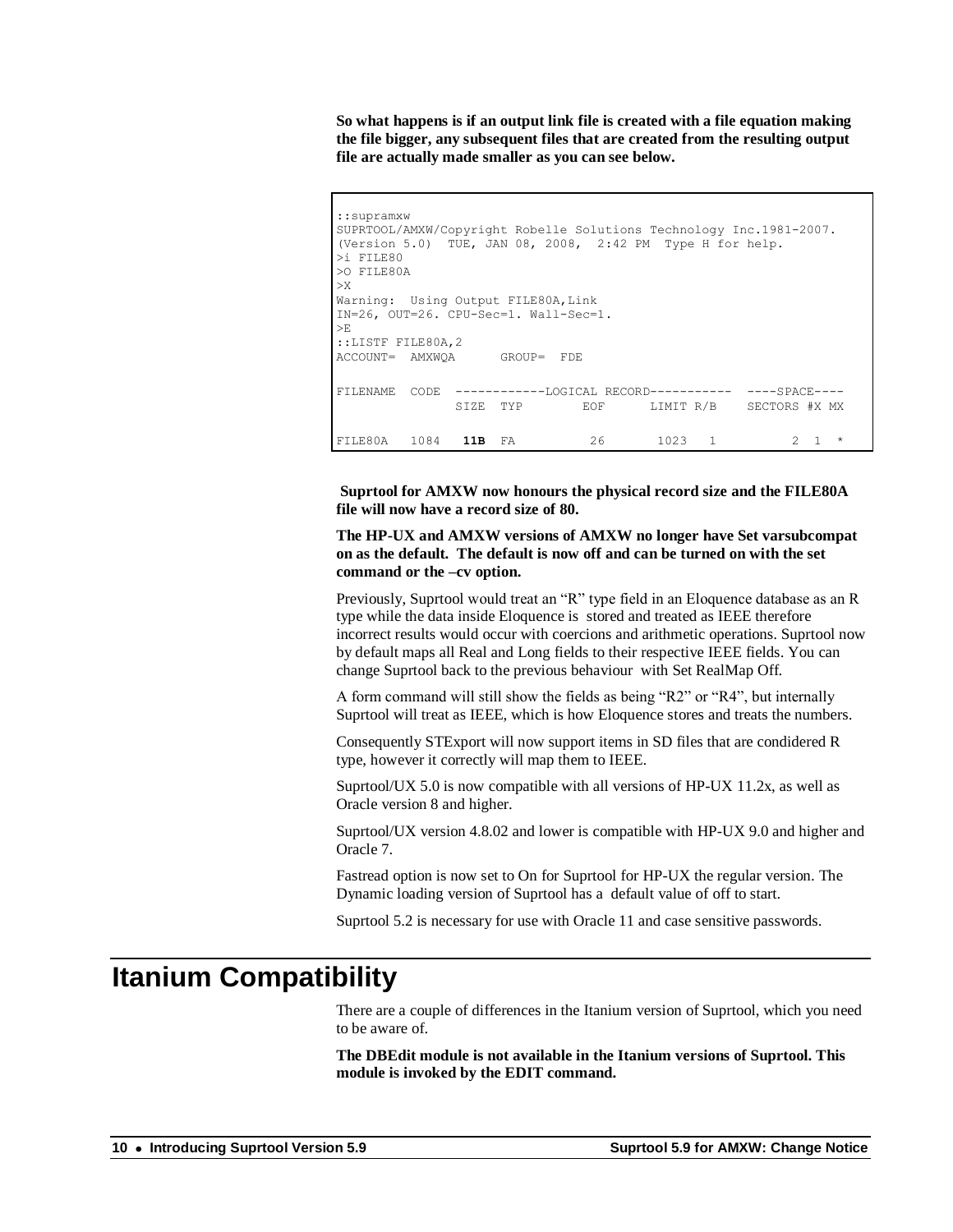**So what happens is if an output link file is created with a file equation making the file bigger, any subsequent files that are created from the resulting output file are actually made smaller as you can see below.**

```
::supramxw
SUPRTOOL/AMXW/Copyright Robelle Solutions Technology Inc.1981-2007.
(Version 5.0)  TUE, JAN 08, 2008,  2:42 PM  Type H for help.
>i FILE80
>O FILE80A
>X
Warning:  Using Output FILE80A,Link
IN=26, OUT=26. CPU-Sec=1. Wall-Sec=1.
>E
::LISTF FILE80A,2
ACCOUNT=  AMXWQA       GROUP=  FDE

FILENAME  CODE  ------------LOGICAL RECORD-----------  ----SPACE----
                 SIZE  TYP        EOF      LIMIT R/B    SECTORS #X MX

FILE80A   1084   11B  FA          26       1023   1          2  1  *
```

**Suprtool for AMXW now honours the physical record size and the FILE80A file will now have a record size of 80.**

**The HP-UX and AMXW versions of AMXW no longer have Set varsubcompat on as the default. The default is now off and can be turned on with the set command or the –cv option.**

Previously, Suprtool would treat an "R" type field in an Eloquence database as an R type while the data inside Eloquence is stored and treated as IEEE therefore incorrect results would occur with coercions and arithmetic operations. Suprtool now by default maps all Real and Long fields to their respective IEEE fields. You can change Suprtool back to the previous behaviour with Set RealMap Off.

A form command will still show the fields as being "R2" or "R4", but internally Suprtool will treat as IEEE, which is how Eloquence stores and treats the numbers.

Consequently STExport will now support items in SD files that are condidered R type, however it correctly will map them to IEEE.

Suprtool/UX 5.0 is now compatible with all versions of HP-UX 11.2x, as well as Oracle version 8 and higher.

Suprtool/UX version 4.8.02 and lower is compatible with HP-UX 9.0 and higher and Oracle 7.

Fastread option is now set to On for Suprtool for HP-UX the regular version. The Dynamic loading version of Suprtool has a default value of off to start.

Suprtool 5.2 is necessary for use with Oracle 11 and case sensitive passwords.

# Itanium Compatibility

There are a couple of differences in the Itanium version of Suprtool, which you need to be aware of.

**The DBEdit module is not available in the Itanium versions of Suprtool. This module is invoked by the EDIT command.**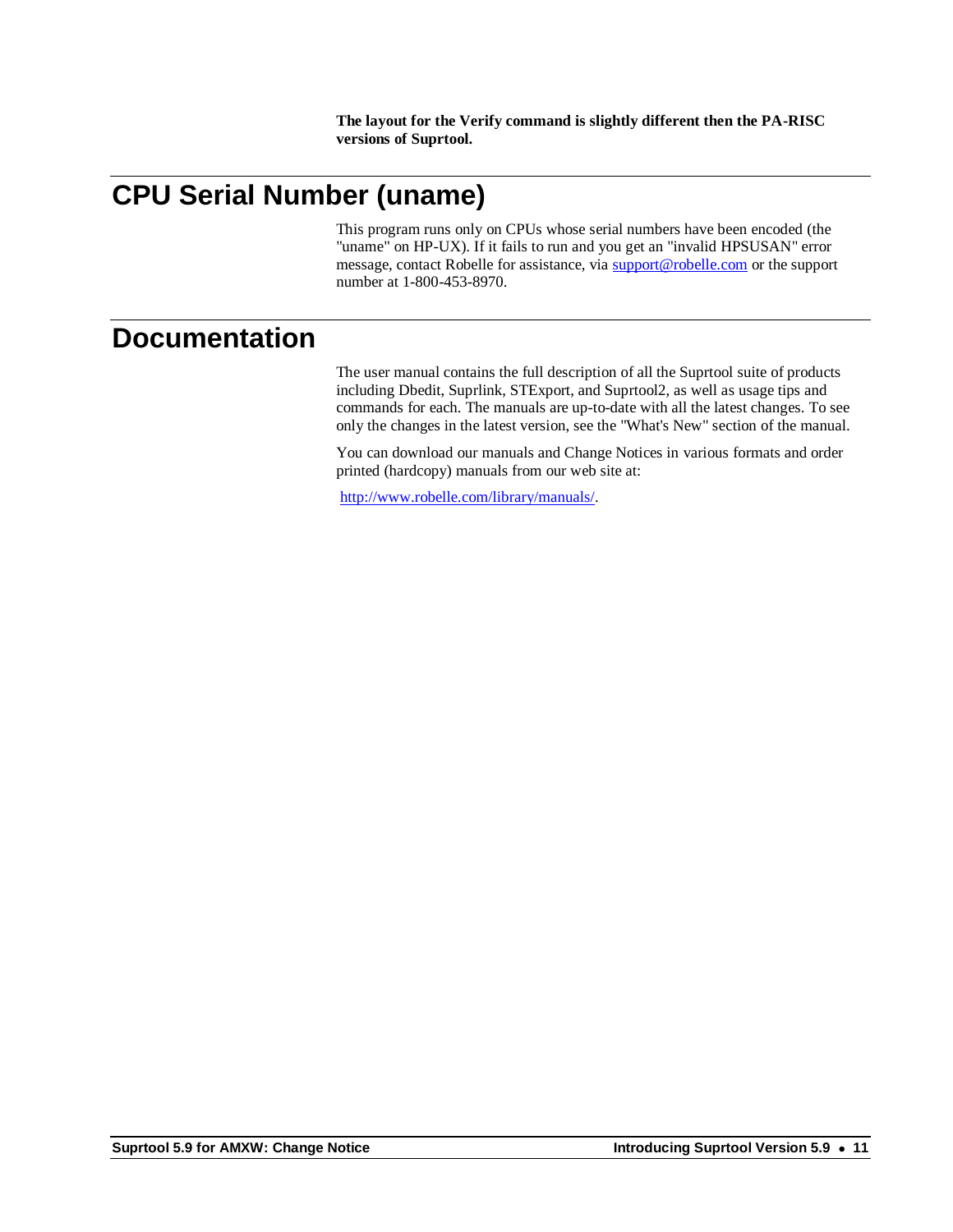**The layout for the Verify command is slightly different then the PA-RISC versions of Suprtool.**

## CPU Serial Number (uname)

This program runs only on CPUs whose serial numbers have been encoded (the "uname" on HP-UX). If it fails to run and you get an "invalid HPSUSAN" error message, contact Robelle for assistance, via support@robelle.com or the support number at 1-800-453-8970.

## Documentation

The user manual contains the full description of all the Suprtool suite of products including Dbedit, Suprlink, STExport, and Suprtool2, as well as usage tips and commands for each. The manuals are up-to-date with all the latest changes. To see only the changes in the latest version, see the "What's New" section of the manual.

You can download our manuals and Change Notices in various formats and order printed (hardcopy) manuals from our web site at:

http://www.robelle.com/library/manuals/.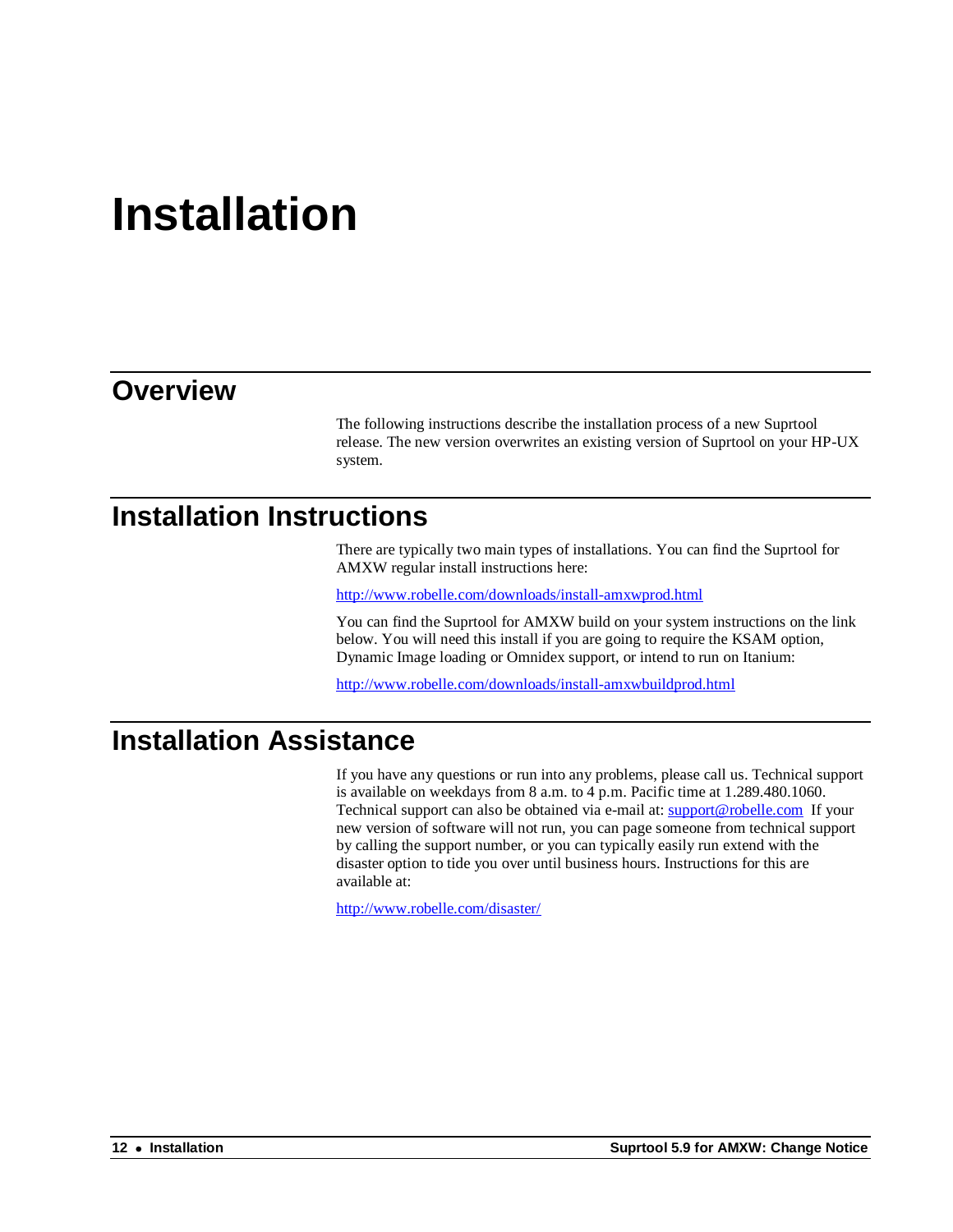# Installation

## Overview

The following instructions describe the installation process of a new Suprtool release. The new version overwrites an existing version of Suprtool on your HP-UX system.

## Installation Instructions

There are typically two main types of installations. You can find the Suprtool for AMXW regular install instructions here:

http://www.robelle.com/downloads/install-amxwprod.html

You can find the Suprtool for AMXW build on your system instructions on the link below. You will need this install if you are going to require the KSAM option, Dynamic Image loading or Omnidex support, or intend to run on Itanium:

http://www.robelle.com/downloads/install-amxwbuildprod.html

## Installation Assistance

If you have any questions or run into any problems, please call us. Technical support is available on weekdays from 8 a.m. to 4 p.m. Pacific time at 1.289.480.1060. Technical support can also be obtained via e-mail at: support@robelle.com If your new version of software will not run, you can page someone from technical support by calling the support number, or you can typically easily run extend with the disaster option to tide you over until business hours. Instructions for this are available at:

http://www.robelle.com/disaster/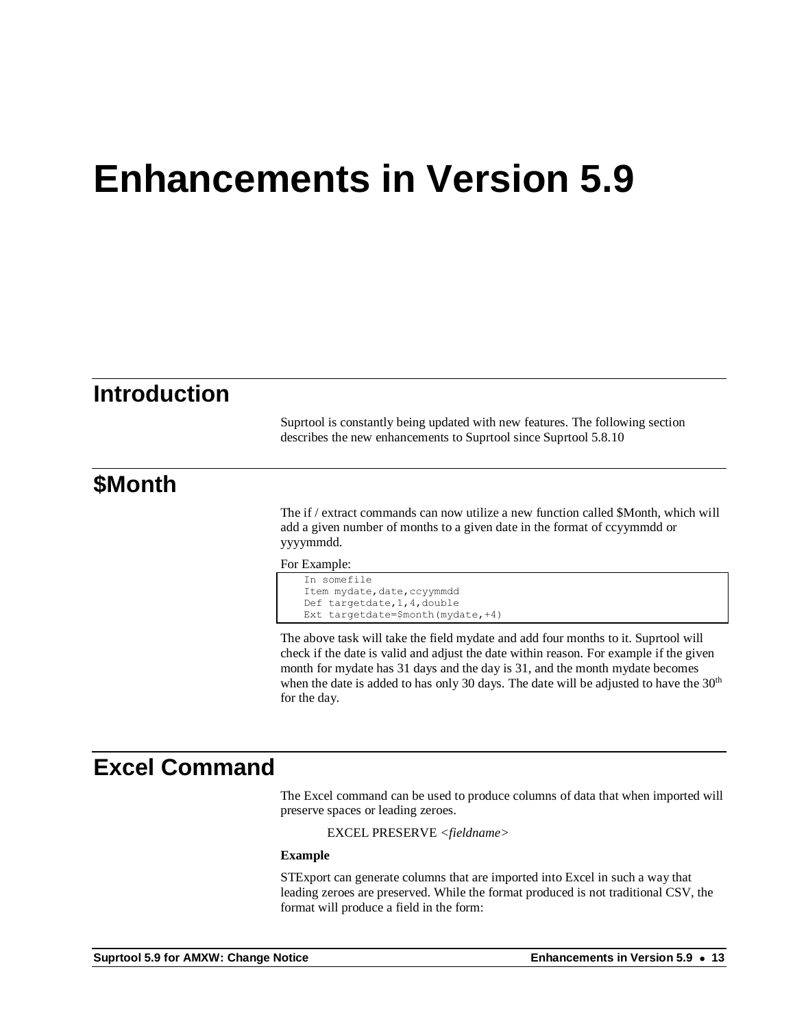# Enhancements in Version 5.9

## Introduction

Suprtool is constantly being updated with new features. The following section describes the new enhancements to Suprtool since Suprtool 5.8.10

## $Month

The if / extract commands can now utilize a new function called $Month, which will add a given number of months to a given date in the format of ccyymmdd or yyyymmdd.

For Example:

```
In somefile
Item mydate,date,ccyymmdd
Def targetdate,1,4,double
Ext targetdate=$month(mydate,+4)
```

The above task will take the field mydate and add four months to it. Suprtool will check if the date is valid and adjust the date within reason. For example if the given month for mydate has 31 days and the day is 31, and the month mydate becomes when the date is added to has only 30 days. The date will be adjusted to have the 30th for the day.

## Excel Command

The Excel command can be used to produce columns of data that when imported will preserve spaces or leading zeroes.

EXCEL PRESERVE *<fieldname>*

**Example**

STExport can generate columns that are imported into Excel in such a way that leading zeroes are preserved. While the format produced is not traditional CSV, the format will produce a field in the form: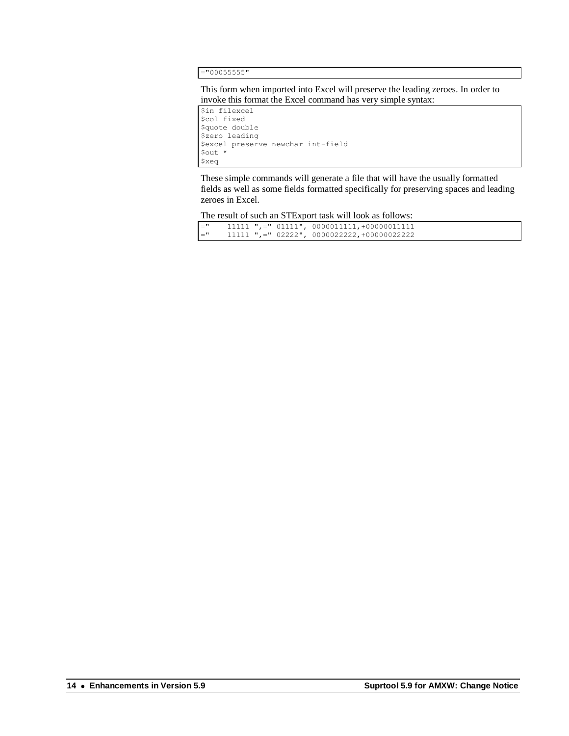```
="00055555"
```

This form when imported into Excel will preserve the leading zeroes. In order to invoke this format the Excel command has very simple syntax:

```
$in filexcel
$col fixed
$quote double
$zero leading
$excel preserve newchar int-field
$out *
$xeq
```

These simple commands will generate a file that will have the usually formatted fields as well as some fields formatted specifically for preserving spaces and leading zeroes in Excel.

The result of such an STExport task will look as follows:

```
="    11111 ",=" 01111", 0000011111,+00000011111
="    11111 ",=" 02222", 0000022222,+00000022222
```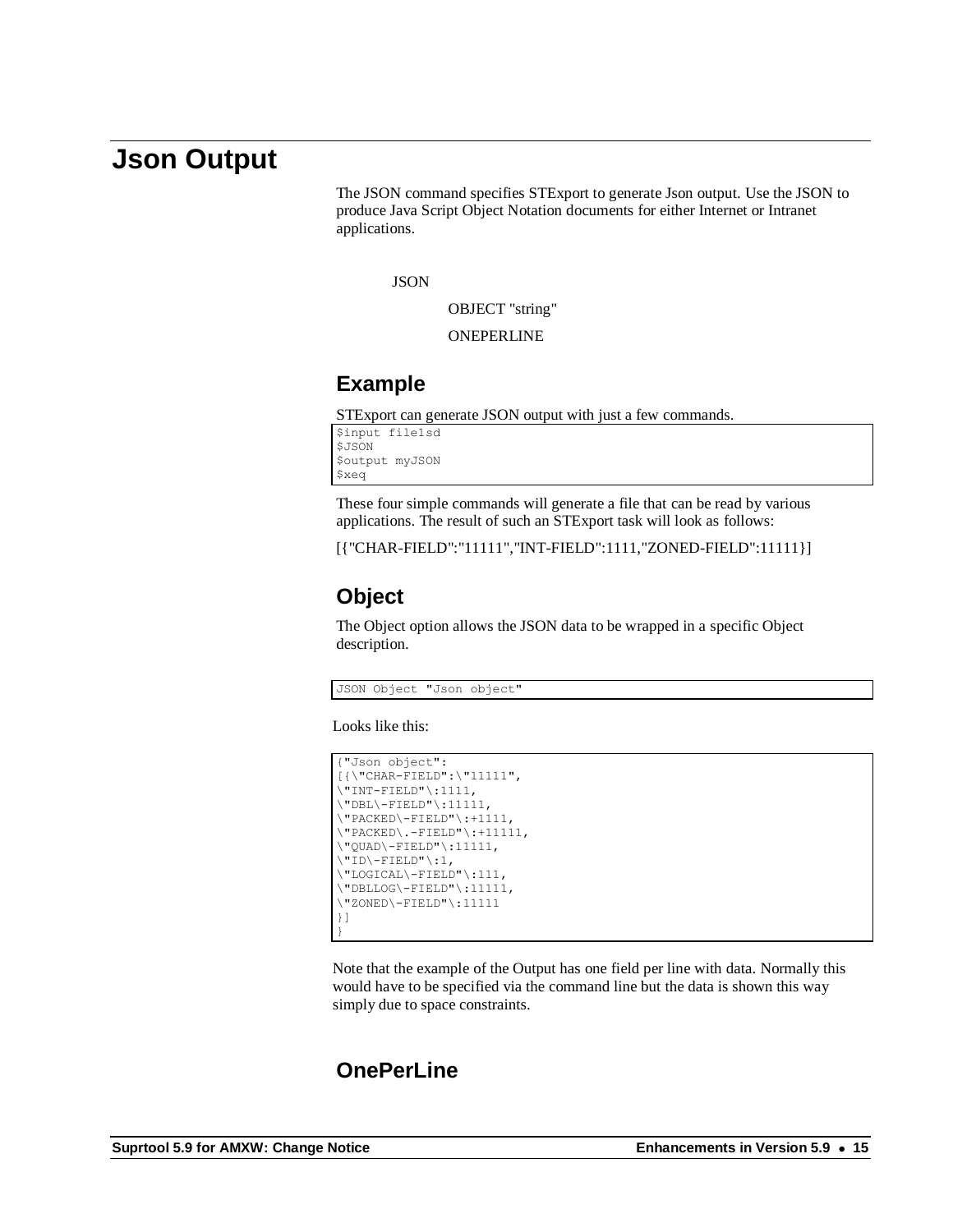# Json Output

The JSON command specifies STExport to generate Json output. Use the JSON to produce Java Script Object Notation documents for either Internet or Intranet applications.

JSON

OBJECT "string"

ONEPERLINE

## Example

STExport can generate JSON output with just a few commands.

```
$input file1sd
$JSON
$output myJSON
$xeq
```

These four simple commands will generate a file that can be read by various applications. The result of such an STExport task will look as follows:

[{"CHAR-FIELD":"11111","INT-FIELD":1111,"ZONED-FIELD":11111}]

## Object

The Object option allows the JSON data to be wrapped in a specific Object description.

```
JSON Object "Json object"
```

Looks like this:

```
{"Json object":
[{\"CHAR-FIELD":\"11111",
\"INT-FIELD"\:1111,
\"DBL\-FIELD"\:11111,
\"PACKED\-FIELD"\:+1111,
\"PACKED\.-FIELD"\:+11111,
\"QUAD\-FIELD"\:11111,
\"ID\-FIELD"\:1,
\"LOGICAL\-FIELD"\:111,
\"DBLLOG\-FIELD"\:11111,
\"ZONED\-FIELD"\:11111
}]
}
```

Note that the example of the Output has one field per line with data. Normally this would have to be specified via the command line but the data is shown this way simply due to space constraints.

## OnePerLine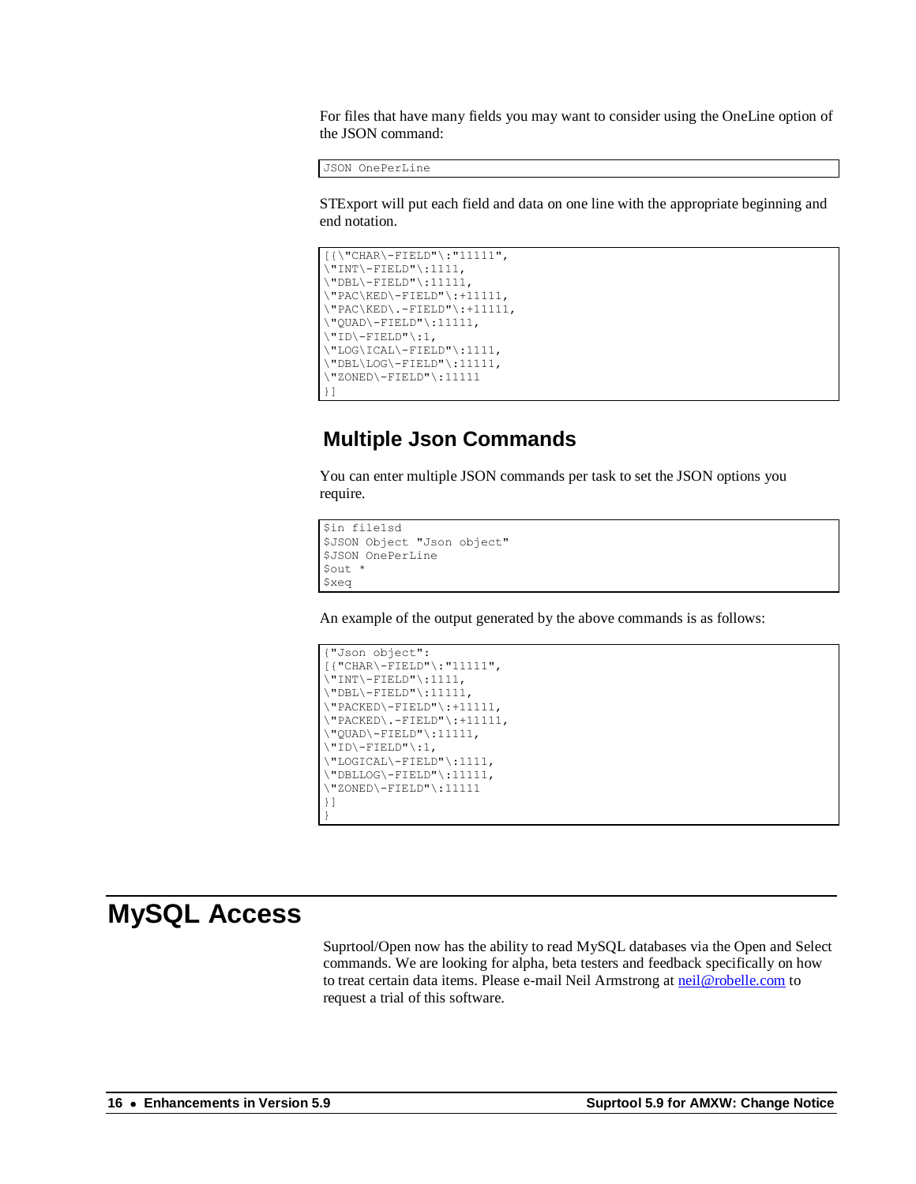For files that have many fields you may want to consider using the OneLine option of the JSON command:

```
JSON OnePerLine
```

STExport will put each field and data on one line with the appropriate beginning and end notation.

```
[{\"CHAR\-FIELD"\:"11111",
\"INT\-FIELD"\:1111,
\"DBL\-FIELD"\:11111,
\"PAC\KED\-FIELD"\:+11111,
\"PAC\KED\.-FIELD"\:+11111,
\"QUAD\-FIELD"\:11111,
\"ID\-FIELD"\:1,
\"LOG\ICAL\-FIELD"\:1111,
\"DBL\LOG\-FIELD"\:11111,
\"ZONED\-FIELD"\:11111
}]
```

## Multiple Json Commands

You can enter multiple JSON commands per task to set the JSON options you require.

```
$in file1sd
$JSON Object "Json object"
$JSON OnePerLine
$out *
$xeq
```

An example of the output generated by the above commands is as follows:

```
{"Json object":
[{"CHAR\-FIELD"\:"11111",
\"INT\-FIELD"\:1111,
\"DBL\-FIELD"\:11111,
\"PACKED\-FIELD"\:+11111,
\"PACKED\.-FIELD"\:+11111,
\"QUAD\-FIELD"\:11111,
\"ID\-FIELD"\:1,
\"LOGICAL\-FIELD"\:1111,
\"DBLLOG\-FIELD"\:11111,
\"ZONED\-FIELD"\:11111
}]
}
```

# MySQL Access

Suprtool/Open now has the ability to read MySQL databases via the Open and Select commands. We are looking for alpha, beta testers and feedback specifically on how to treat certain data items. Please e-mail Neil Armstrong at neil@robelle.com to request a trial of this software.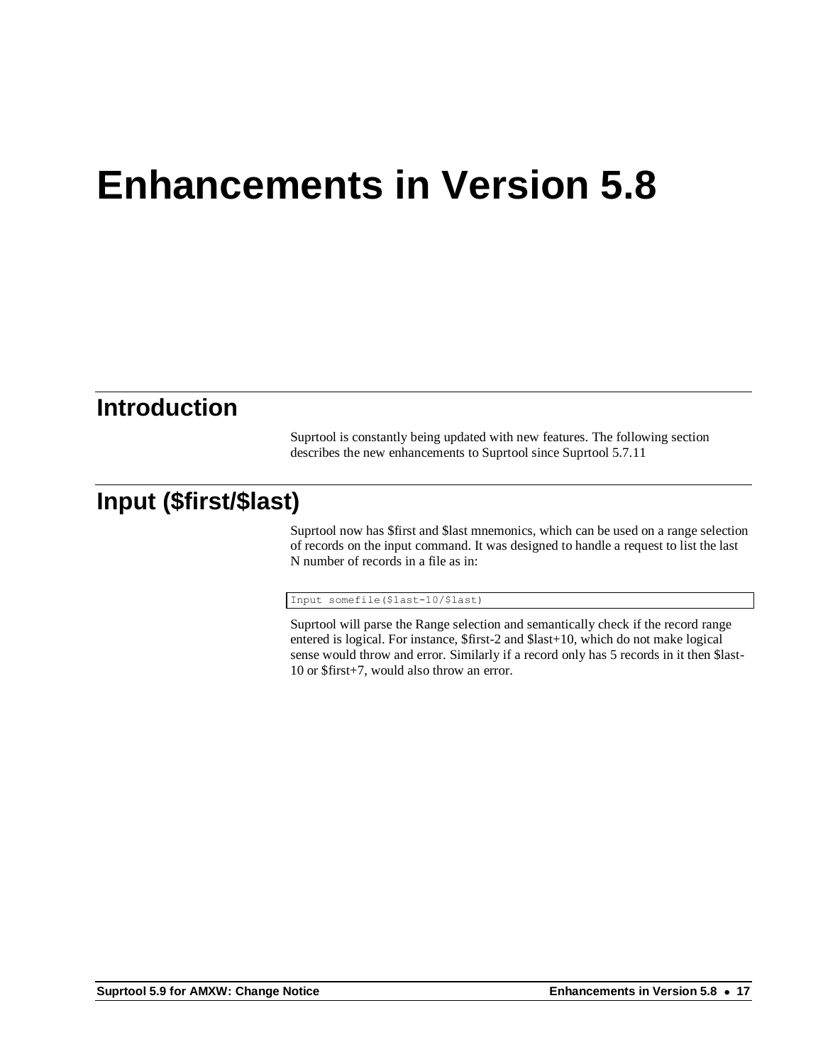# Enhancements in Version 5.8

## Introduction

Suprtool is constantly being updated with new features. The following section describes the new enhancements to Suprtool since Suprtool 5.7.11

## Input ($first/$last)

Suprtool now has $first and $last mnemonics, which can be used on a range selection of records on the input command. It was designed to handle a request to list the last N number of records in a file as in:

```
Input somefile($last-10/$last)
```

Suprtool will parse the Range selection and semantically check if the record range entered is logical. For instance, $first-2 and $last+10, which do not make logical sense would throw and error. Similarly if a record only has 5 records in it then $last-10 or $first+7, would also throw an error.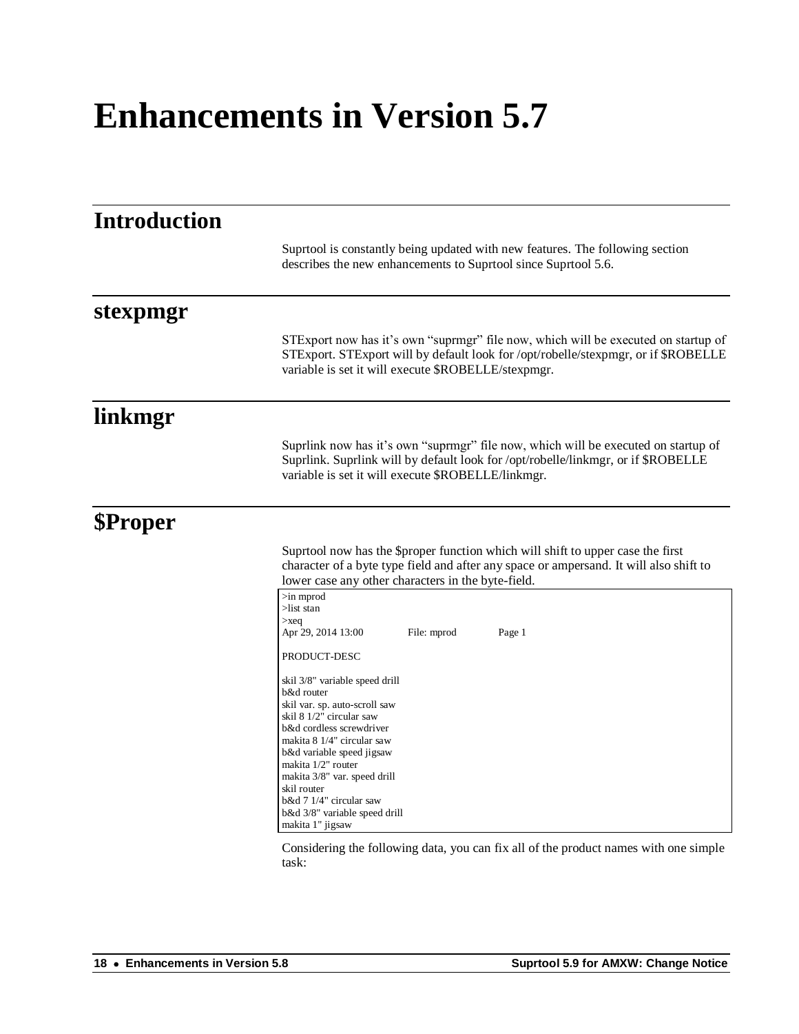# Enhancements in Version 5.7

## Introduction

Suprtool is constantly being updated with new features. The following section describes the new enhancements to Suprtool since Suprtool 5.6.

## stexpmgr

STExport now has it's own "suprmgr" file now, which will be executed on startup of STExport. STExport will by default look for /opt/robelle/stexpmgr, or if $ROBELLE variable is set it will execute $ROBELLE/stexpmgr.

## linkmgr

Suprlink now has it's own "suprmgr" file now, which will be executed on startup of Suprlink. Suprlink will by default look for /opt/robelle/linkmgr, or if $ROBELLE variable is set it will execute $ROBELLE/linkmgr.

## $Proper

Suprtool now has the $proper function which will shift to upper case the first character of a byte type field and after any space or ampersand. It will also shift to lower case any other characters in the byte-field.

```
>in mprod
>list stan
>xeq
Apr 29, 2014 13:00          File: mprod          Page 1

PRODUCT-DESC

skil 3/8" variable speed drill
b&d router
skil var. sp. auto-scroll saw
skil 8 1/2" circular saw
b&d cordless screwdriver
makita 8 1/4" circular saw
b&d variable speed jigsaw
makita 1/2" router
makita 3/8" var. speed drill
skil router
b&d 7 1/4" circular saw
b&d 3/8" variable speed drill
makita 1" jigsaw
```

Considering the following data, you can fix all of the product names with one simple task: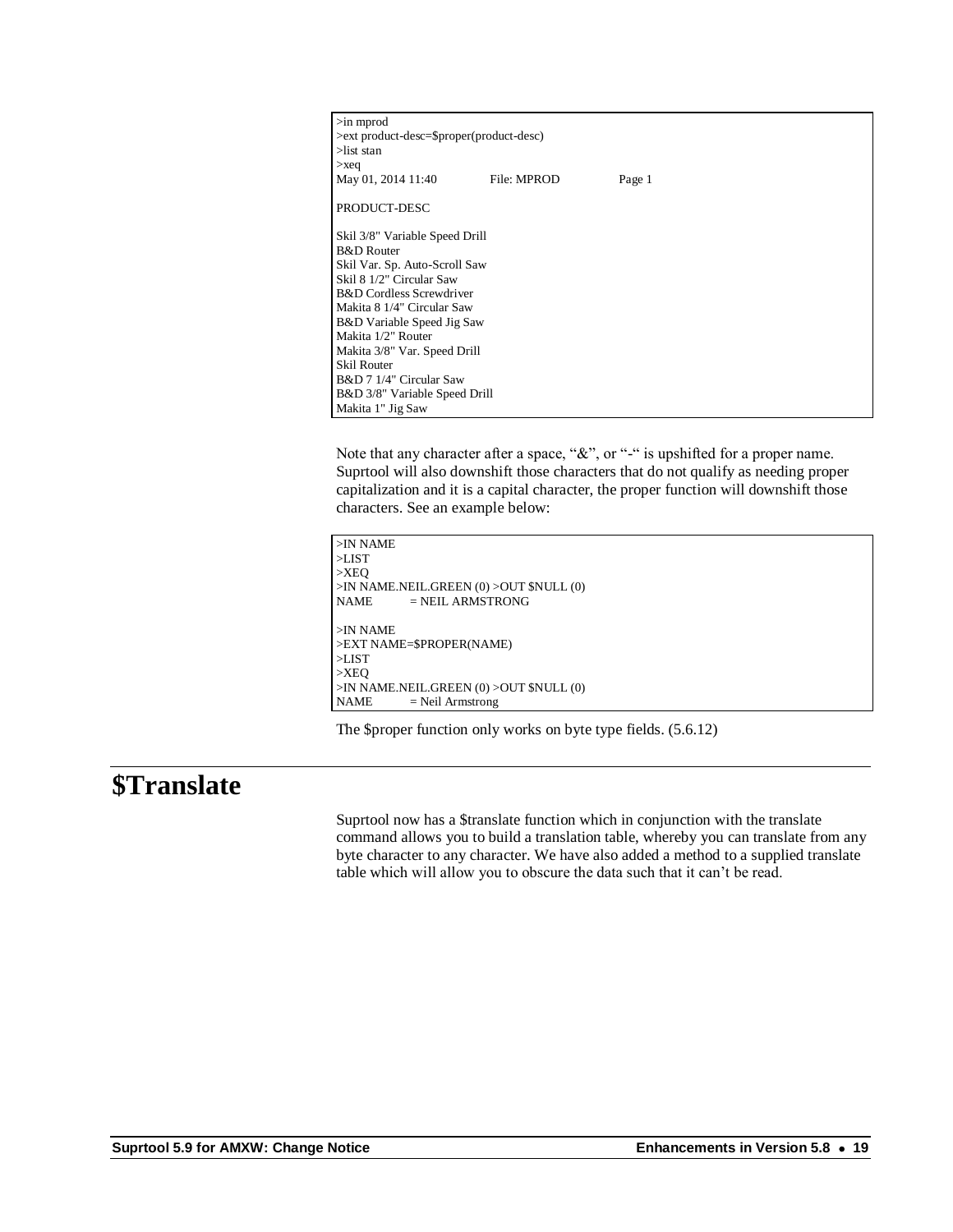```
>in mprod
>ext product-desc=$proper(product-desc)
>list stan
>xeq
May 01, 2014 11:40          File: MPROD          Page 1

PRODUCT-DESC

Skil 3/8" Variable Speed Drill
B&D Router
Skil Var. Sp. Auto-Scroll Saw
Skil 8 1/2" Circular Saw
B&D Cordless Screwdriver
Makita 8 1/4" Circular Saw
B&D Variable Speed Jig Saw
Makita 1/2" Router
Makita 3/8" Var. Speed Drill
Skil Router
B&D 7 1/4" Circular Saw
B&D 3/8" Variable Speed Drill
Makita 1" Jig Saw
```

Note that any character after a space, "&", or "-" is upshifted for a proper name. Suprtool will also downshift those characters that do not qualify as needing proper capitalization and it is a capital character, the proper function will downshift those characters. See an example below:

```
>IN NAME
>LIST
>XEQ
>IN NAME.NEIL.GREEN (0) >OUT $NULL (0)
NAME          = NEIL ARMSTRONG

>IN NAME
>EXT NAME=$PROPER(NAME)
>LIST
>XEQ
>IN NAME.NEIL.GREEN (0) >OUT $NULL (0)
NAME          = Neil Armstrong
```

The $proper function only works on byte type fields. (5.6.12)

# $Translate

Suprtool now has a $translate function which in conjunction with the translate command allows you to build a translation table, whereby you can translate from any byte character to any character. We have also added a method to a supplied translate table which will allow you to obscure the data such that it can't be read.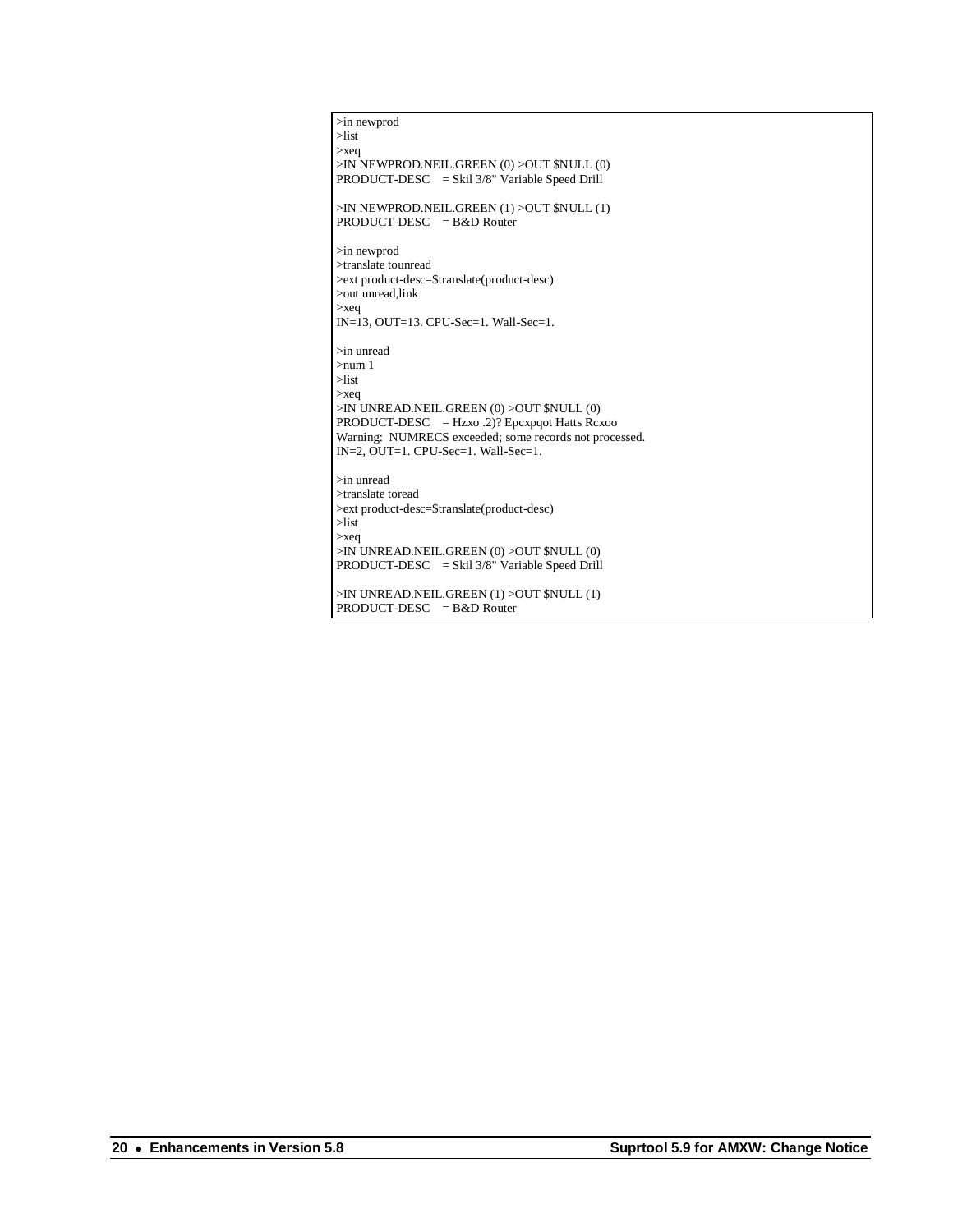```
>in newprod
>list
>xeq
>IN NEWPROD.NEIL.GREEN (0) >OUT $NULL (0)
PRODUCT-DESC    = Skil 3/8" Variable Speed Drill

>IN NEWPROD.NEIL.GREEN (1) >OUT $NULL (1)
PRODUCT-DESC    = B&D Router

>in newprod
>translate tounread
>ext product-desc=$translate(product-desc)
>out unread,link
>xeq
IN=13, OUT=13. CPU-Sec=1. Wall-Sec=1.

>in unread
>num 1
>list
>xeq
>IN UNREAD.NEIL.GREEN (0) >OUT $NULL (0)
PRODUCT-DESC    = Hzxo .2)? Epcxpqot Hatts Rcxoo
Warning:  NUMRECS exceeded; some records not processed.
IN=2, OUT=1. CPU-Sec=1. Wall-Sec=1.

>in unread
>translate toread
>ext product-desc=$translate(product-desc)
>list
>xeq
>IN UNREAD.NEIL.GREEN (0) >OUT $NULL (0)
PRODUCT-DESC    = Skil 3/8" Variable Speed Drill

>IN UNREAD.NEIL.GREEN (1) >OUT $NULL (1)
PRODUCT-DESC    = B&D Router
```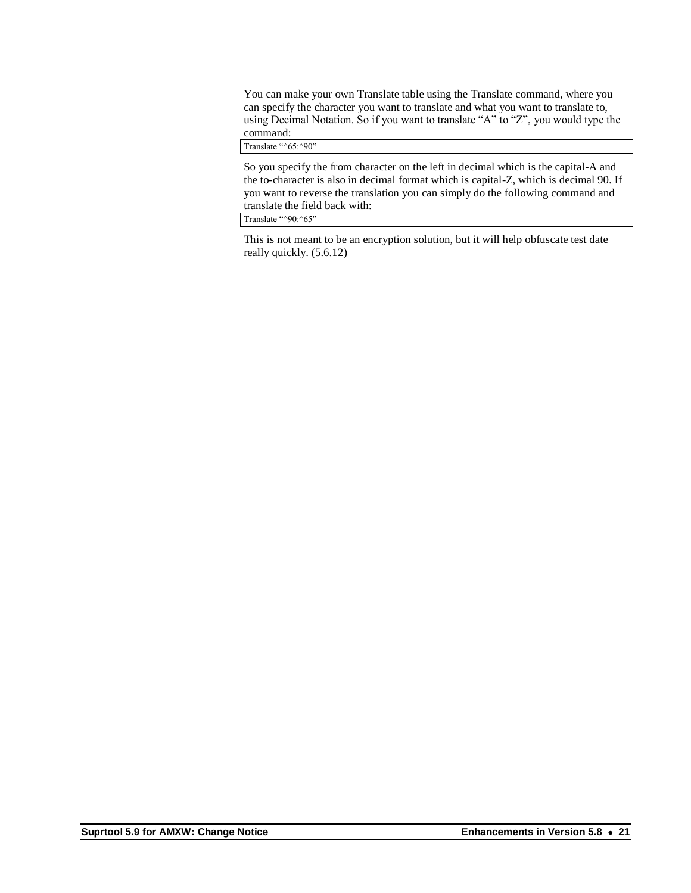You can make your own Translate table using the Translate command, where you can specify the character you want to translate and what you want to translate to, using Decimal Notation. So if you want to translate "A" to "Z", you would type the command:

```
Translate "^65:^90"
```

So you specify the from character on the left in decimal which is the capital-A and the to-character is also in decimal format which is capital-Z, which is decimal 90. If you want to reverse the translation you can simply do the following command and translate the field back with:

```
Translate "^90:^65"
```

This is not meant to be an encryption solution, but it will help obfuscate test date really quickly. (5.6.12)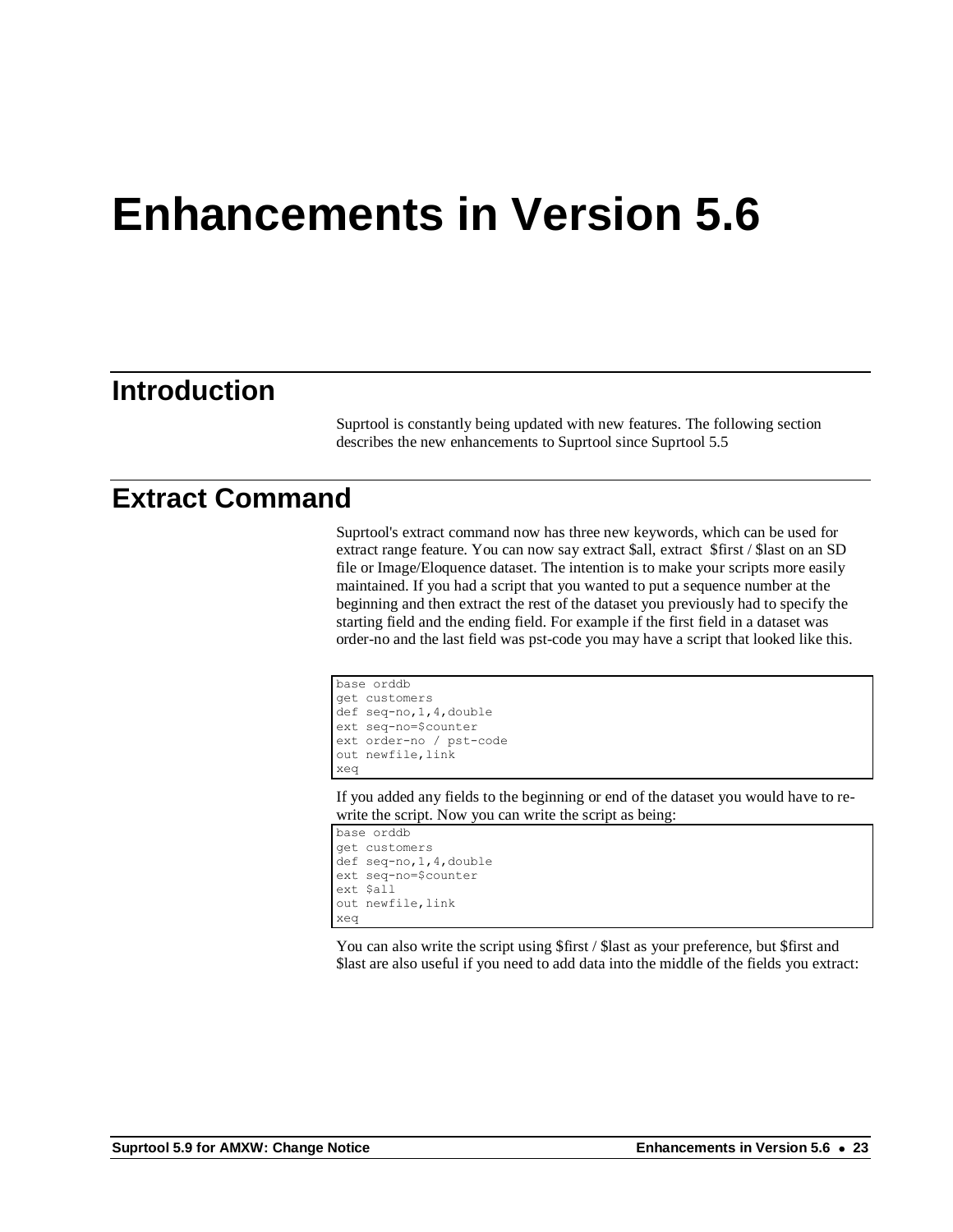# Enhancements in Version 5.6

## Introduction

Suprtool is constantly being updated with new features. The following section describes the new enhancements to Suprtool since Suprtool 5.5

## Extract Command

Suprtool's extract command now has three new keywords, which can be used for extract range feature. You can now say extract $all, extract  $first / $last on an SD file or Image/Eloquence dataset. The intention is to make your scripts more easily maintained. If you had a script that you wanted to put a sequence number at the beginning and then extract the rest of the dataset you previously had to specify the starting field and the ending field. For example if the first field in a dataset was order-no and the last field was pst-code you may have a script that looked like this.

```
base orddb
get customers
def seq-no,1,4,double
ext seq-no=$counter
ext order-no / pst-code
out newfile,link
xeq
```

If you added any fields to the beginning or end of the dataset you would have to re-write the script. Now you can write the script as being:

```
base orddb
get customers
def seq-no,1,4,double
ext seq-no=$counter
ext $all
out newfile,link
xeq
```

You can also write the script using $first / $last as your preference, but $first and $last are also useful if you need to add data into the middle of the fields you extract: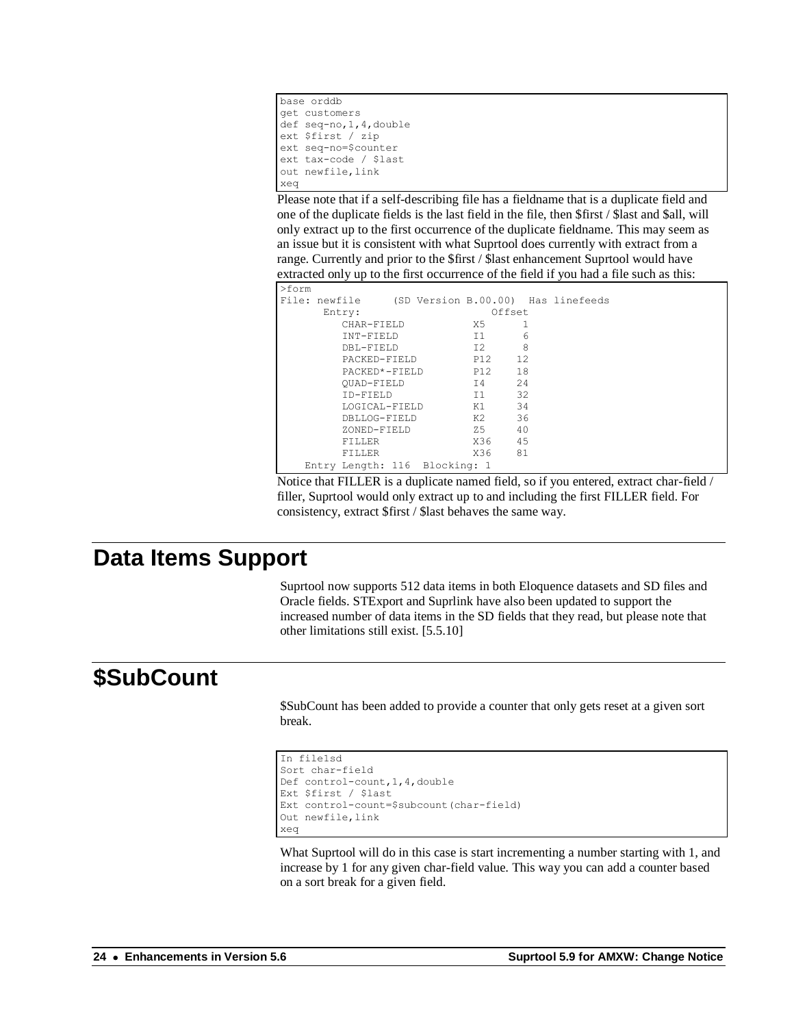```
base orddb
get customers
def seq-no,1,4,double
ext $first / zip
ext seq-no=$counter
ext tax-code / $last
out newfile,link
xeq
```

Please note that if a self-describing file has a fieldname that is a duplicate field and one of the duplicate fields is the last field in the file, then $first / $last and $all, will only extract up to the first occurrence of the duplicate fieldname. This may seem as an issue but it is consistent with what Suprtool does currently with extract from a range. Currently and prior to the $first / $last enhancement Suprtool would have extracted only up to the first occurrence of the field if you had a file such as this:

```
>form
File: newfile     (SD Version B.00.00)  Has linefeeds
      Entry:                     Offset
         CHAR-FIELD           X5      1
         INT-FIELD            I1      6
         DBL-FIELD            I2      8
         PACKED-FIELD         P12    12
         PACKED*-FIELD        P12    18
         QUAD-FIELD           I4     24
         ID-FIELD             I1     32
         LOGICAL-FIELD        K1     34
         DBLLOG-FIELD         K2     36
         ZONED-FIELD          Z5     40
         FILLER               X36    45
         FILLER               X36    81
    Entry Length: 116  Blocking: 1
```

Notice that FILLER is a duplicate named field, so if you entered, extract char-field / filler, Suprtool would only extract up to and including the first FILLER field. For consistency, extract $first / $last behaves the same way.

# Data Items Support

Suprtool now supports 512 data items in both Eloquence datasets and SD files and Oracle fields. STExport and Suprlink have also been updated to support the increased number of data items in the SD fields that they read, but please note that other limitations still exist. [5.5.10]

# $SubCount

$SubCount has been added to provide a counter that only gets reset at a given sort break.

```
In file1sd
Sort char-field
Def control-count,1,4,double
Ext $first / $last
Ext control-count=$subcount(char-field)
Out newfile,link
xeq
```

What Suprtool will do in this case is start incrementing a number starting with 1, and increase by 1 for any given char-field value. This way you can add a counter based on a sort break for a given field.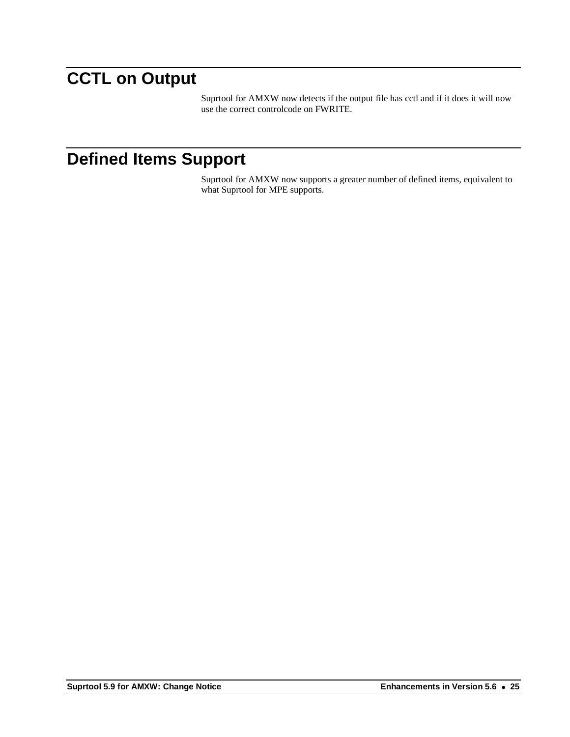## CCTL on Output

Suprtool for AMXW now detects if the output file has cctl and if it does it will now use the correct controlcode on FWRITE.

## Defined Items Support

Suprtool for AMXW now supports a greater number of defined items, equivalent to what Suprtool for MPE supports.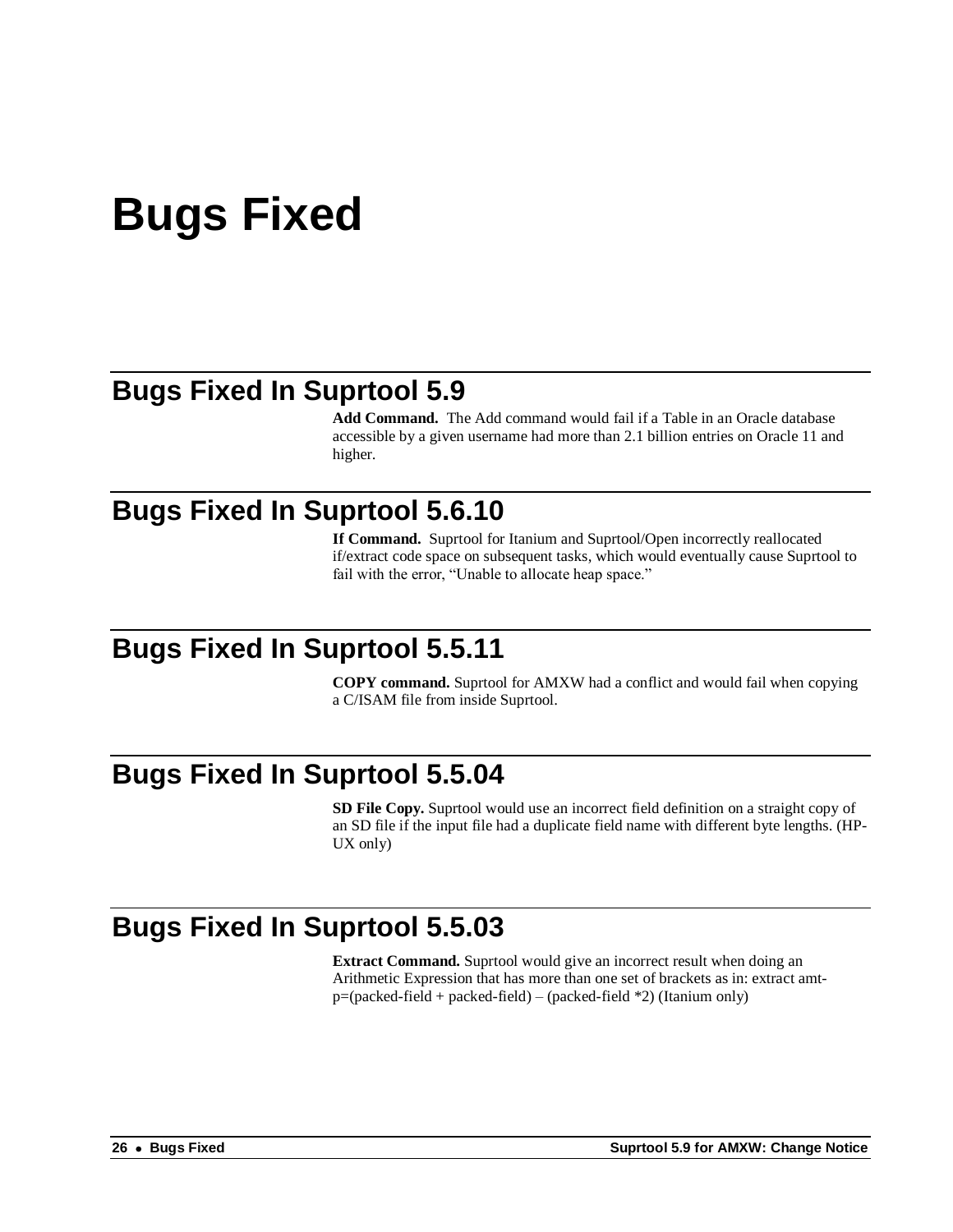# Bugs Fixed

## Bugs Fixed In Suprtool 5.9

**Add Command.** The Add command would fail if a Table in an Oracle database accessible by a given username had more than 2.1 billion entries on Oracle 11 and higher.

## Bugs Fixed In Suprtool 5.6.10

**If Command.** Suprtool for Itanium and Suprtool/Open incorrectly reallocated if/extract code space on subsequent tasks, which would eventually cause Suprtool to fail with the error, "Unable to allocate heap space."

## Bugs Fixed In Suprtool 5.5.11

**COPY command.** Suprtool for AMXW had a conflict and would fail when copying a C/ISAM file from inside Suprtool.

## Bugs Fixed In Suprtool 5.5.04

**SD File Copy.** Suprtool would use an incorrect field definition on a straight copy of an SD file if the input file had a duplicate field name with different byte lengths. (HP-UX only)

## Bugs Fixed In Suprtool 5.5.03

**Extract Command.** Suprtool would give an incorrect result when doing an Arithmetic Expression that has more than one set of brackets as in: extract amt-p=(packed-field + packed-field) – (packed-field *2) (Itanium only)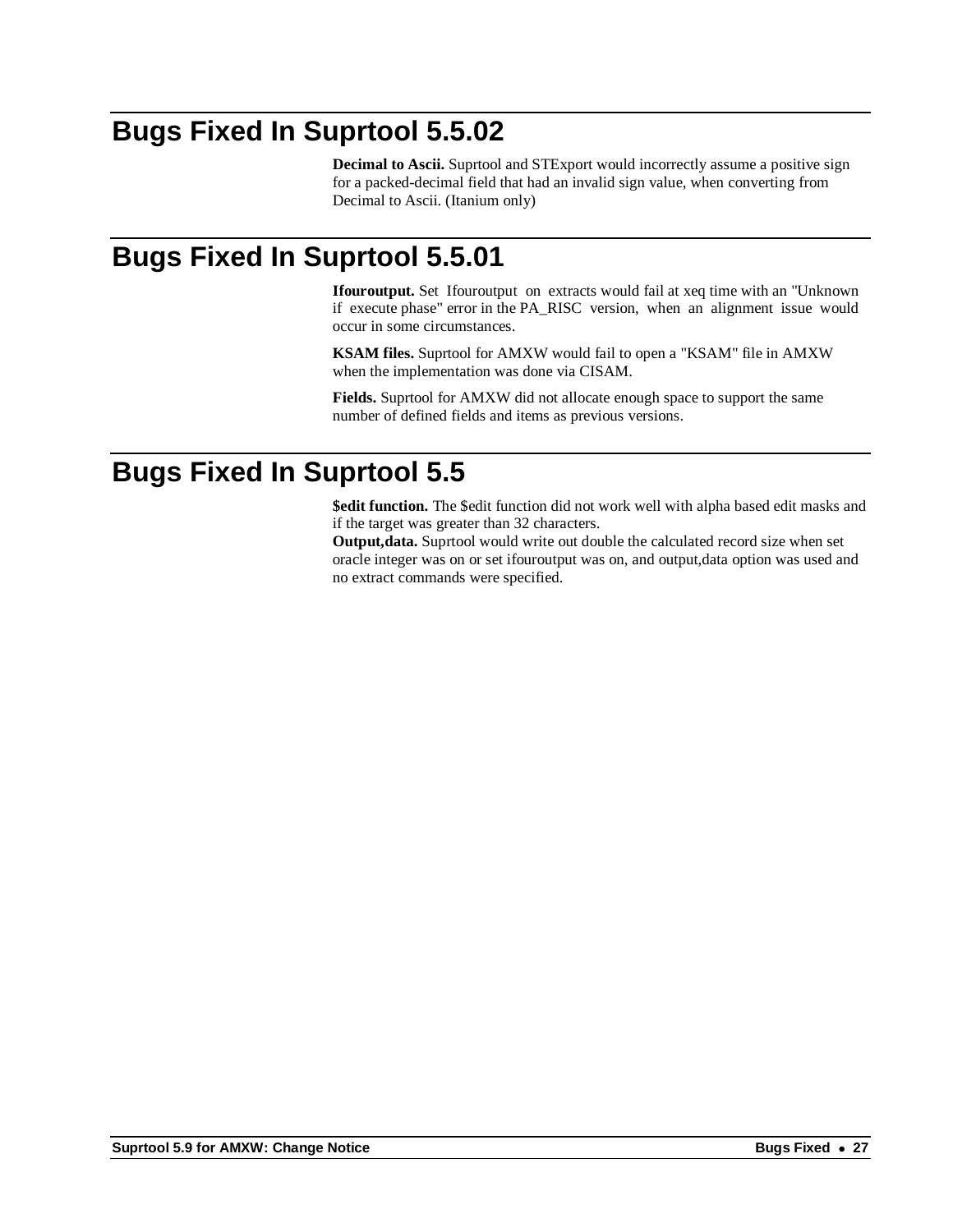# Bugs Fixed In Suprtool 5.5.02

**Decimal to Ascii.** Suprtool and STExport would incorrectly assume a positive sign for a packed-decimal field that had an invalid sign value, when converting from Decimal to Ascii. (Itanium only)

# Bugs Fixed In Suprtool 5.5.01

**Ifouroutput.** Set Ifouroutput on extracts would fail at xeq time with an "Unknown if execute phase" error in the PA_RISC version, when an alignment issue would occur in some circumstances.

**KSAM files.** Suprtool for AMXW would fail to open a "KSAM" file in AMXW when the implementation was done via CISAM.

**Fields.** Suprtool for AMXW did not allocate enough space to support the same number of defined fields and items as previous versions.

# Bugs Fixed In Suprtool 5.5

**$edit function.** The $edit function did not work well with alpha based edit masks and if the target was greater than 32 characters.

**Output,data.** Suprtool would write out double the calculated record size when set oracle integer was on or set ifouroutput was on, and output,data option was used and no extract commands were specified.